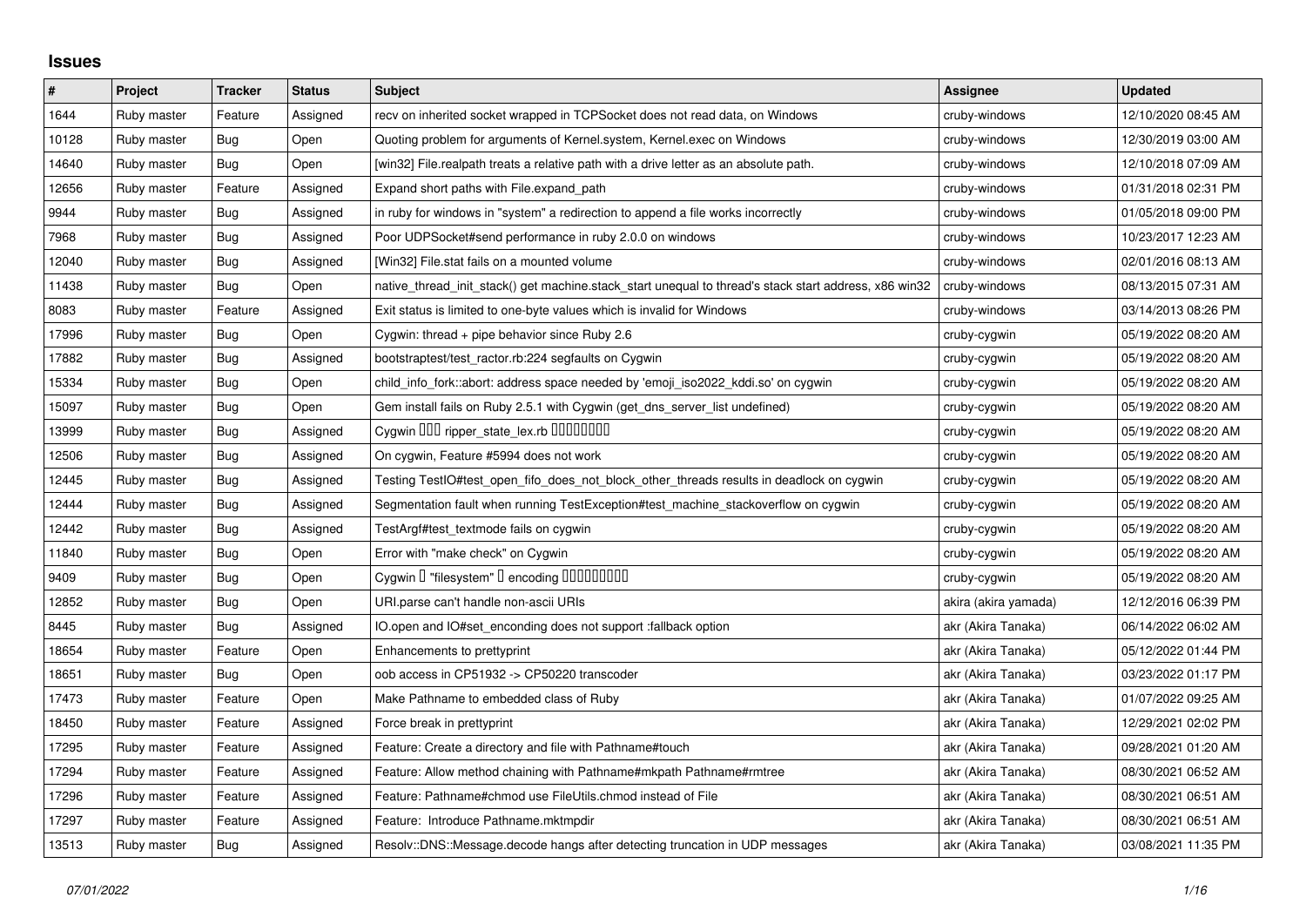# Issues

| # | Project | Tracker | Status | Subject | Assignee | Updated |
|---|---|---|---|---|---|---|
| 1644 | Ruby master | Feature | Assigned | recv on inherited socket wrapped in TCPSocket does not read data, on Windows | cruby-windows | 12/10/2020 08:45 AM |
| 10128 | Ruby master | Bug | Open | Quoting problem for arguments of Kernel.system, Kernel.exec on Windows | cruby-windows | 12/30/2019 03:00 AM |
| 14640 | Ruby master | Bug | Open | [win32] File.realpath treats a relative path with a drive letter as an absolute path. | cruby-windows | 12/10/2018 07:09 AM |
| 12656 | Ruby master | Feature | Assigned | Expand short paths with File.expand_path | cruby-windows | 01/31/2018 02:31 PM |
| 9944 | Ruby master | Bug | Assigned | in ruby for windows in "system" a redirection to append a file works incorrectly | cruby-windows | 01/05/2018 09:00 PM |
| 7968 | Ruby master | Bug | Assigned | Poor UDPSocket#send performance in ruby 2.0.0 on windows | cruby-windows | 10/23/2017 12:23 AM |
| 12040 | Ruby master | Bug | Assigned | [Win32] File.stat fails on a mounted volume | cruby-windows | 02/01/2016 08:13 AM |
| 11438 | Ruby master | Bug | Open | native_thread_init_stack() get machine.stack_start unequal to thread's stack start address, x86 win32 | cruby-windows | 08/13/2015 07:31 AM |
| 8083 | Ruby master | Feature | Assigned | Exit status is limited to one-byte values which is invalid for Windows | cruby-windows | 03/14/2013 08:26 PM |
| 17996 | Ruby master | Bug | Open | Cygwin: thread + pipe behavior since Ruby 2.6 | cruby-cygwin | 05/19/2022 08:20 AM |
| 17882 | Ruby master | Bug | Assigned | bootstraptest/test_ractor.rb:224 segfaults on Cygwin | cruby-cygwin | 05/19/2022 08:20 AM |
| 15334 | Ruby master | Bug | Open | child_info_fork::abort: address space needed by 'emoji_iso2022_kddi.so' on cygwin | cruby-cygwin | 05/19/2022 08:20 AM |
| 15097 | Ruby master | Bug | Open | Gem install fails on Ruby 2.5.1 with Cygwin (get_dns_server_list undefined) | cruby-cygwin | 05/19/2022 08:20 AM |
| 13999 | Ruby master | Bug | Assigned | Cygwin ��� ripper_state_lex.rb ��������� | cruby-cygwin | 05/19/2022 08:20 AM |
| 12506 | Ruby master | Bug | Assigned | On cygwin, Feature #5994 does not work | cruby-cygwin | 05/19/2022 08:20 AM |
| 12445 | Ruby master | Bug | Assigned | Testing TestIO#test_open_fifo_does_not_block_other_threads results in deadlock on cygwin | cruby-cygwin | 05/19/2022 08:20 AM |
| 12444 | Ruby master | Bug | Assigned | Segmentation fault when running TestException#test_machine_stackoverflow on cygwin | cruby-cygwin | 05/19/2022 08:20 AM |
| 12442 | Ruby master | Bug | Assigned | TestArgf#test_textmode fails on cygwin | cruby-cygwin | 05/19/2022 08:20 AM |
| 11840 | Ruby master | Bug | Open | Error with "make check" on Cygwin | cruby-cygwin | 05/19/2022 08:20 AM |
| 9409 | Ruby master | Bug | Open | Cygwin � "filesystem" � encoding ��������� | cruby-cygwin | 05/19/2022 08:20 AM |
| 12852 | Ruby master | Bug | Open | URI.parse can't handle non-ascii URIs | akira (akira yamada) | 12/12/2016 06:39 PM |
| 8445 | Ruby master | Bug | Assigned | IO.open and IO#set_enconding does not support :fallback option | akr (Akira Tanaka) | 06/14/2022 06:02 AM |
| 18654 | Ruby master | Feature | Open | Enhancements to prettyprint | akr (Akira Tanaka) | 05/12/2022 01:44 PM |
| 18651 | Ruby master | Bug | Open | oob access in CP51932 -> CP50220 transcoder | akr (Akira Tanaka) | 03/23/2022 01:17 PM |
| 17473 | Ruby master | Feature | Open | Make Pathname to embedded class of Ruby | akr (Akira Tanaka) | 01/07/2022 09:25 AM |
| 18450 | Ruby master | Feature | Assigned | Force break in prettyprint | akr (Akira Tanaka) | 12/29/2021 02:02 PM |
| 17295 | Ruby master | Feature | Assigned | Feature: Create a directory and file with Pathname#touch | akr (Akira Tanaka) | 09/28/2021 01:20 AM |
| 17294 | Ruby master | Feature | Assigned | Feature: Allow method chaining with Pathname#mkpath Pathname#rmtree | akr (Akira Tanaka) | 08/30/2021 06:52 AM |
| 17296 | Ruby master | Feature | Assigned | Feature: Pathname#chmod use FileUtils.chmod instead of File | akr (Akira Tanaka) | 08/30/2021 06:51 AM |
| 17297 | Ruby master | Feature | Assigned | Feature: Introduce Pathname.mktmpdir | akr (Akira Tanaka) | 08/30/2021 06:51 AM |
| 13513 | Ruby master | Bug | Assigned | Resolv::DNS::Message.decode hangs after detecting truncation in UDP messages | akr (Akira Tanaka) | 03/08/2021 11:35 PM |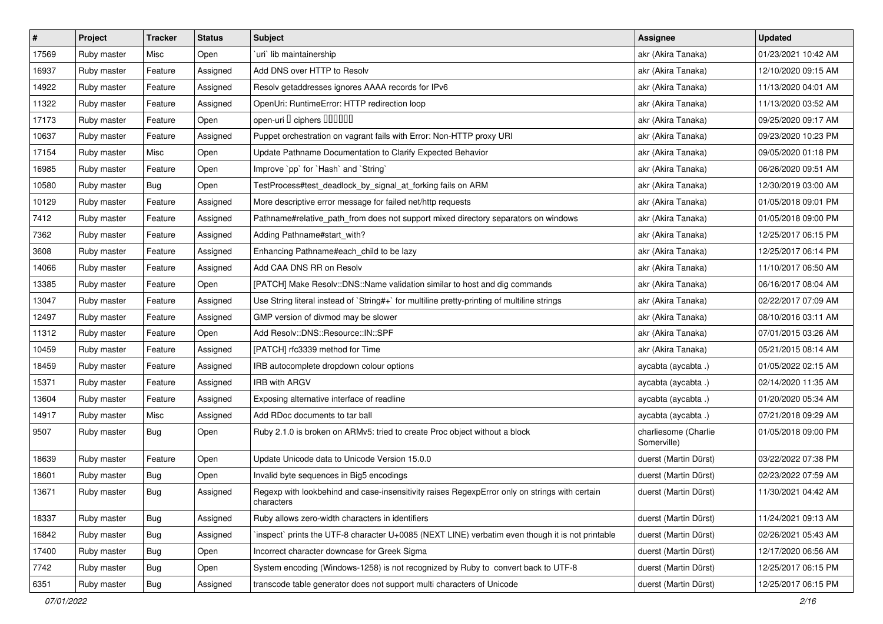| # | Project | Tracker | Status | Subject | Assignee | Updated |
| --- | --- | --- | --- | --- | --- | --- |
| 17569 | Ruby master | Misc | Open | `uri` lib maintainership | akr (Akira Tanaka) | 01/23/2021 10:42 AM |
| 16937 | Ruby master | Feature | Assigned | Add DNS over HTTP to Resolv | akr (Akira Tanaka) | 12/10/2020 09:15 AM |
| 14922 | Ruby master | Feature | Assigned | Resolv getaddresses ignores AAAA records for IPv6 | akr (Akira Tanaka) | 11/13/2020 04:01 AM |
| 11322 | Ruby master | Feature | Assigned | OpenUri: RuntimeError: HTTP redirection loop | akr (Akira Tanaka) | 11/13/2020 03:52 AM |
| 17173 | Ruby master | Feature | Open | open-uri � ciphers ������ | akr (Akira Tanaka) | 09/25/2020 09:17 AM |
| 10637 | Ruby master | Feature | Assigned | Puppet orchestration on vagrant fails with Error: Non-HTTP proxy URI | akr (Akira Tanaka) | 09/23/2020 10:23 PM |
| 17154 | Ruby master | Misc | Open | Update Pathname Documentation to Clarify Expected Behavior | akr (Akira Tanaka) | 09/05/2020 01:18 PM |
| 16985 | Ruby master | Feature | Open | Improve `pp` for `Hash` and `String` | akr (Akira Tanaka) | 06/26/2020 09:51 AM |
| 10580 | Ruby master | Bug | Open | TestProcess#test_deadlock_by_signal_at_forking fails on ARM | akr (Akira Tanaka) | 12/30/2019 03:00 AM |
| 10129 | Ruby master | Feature | Assigned | More descriptive error message for failed net/http requests | akr (Akira Tanaka) | 01/05/2018 09:01 PM |
| 7412 | Ruby master | Feature | Assigned | Pathname#relative_path_from does not support mixed directory separators on windows | akr (Akira Tanaka) | 01/05/2018 09:00 PM |
| 7362 | Ruby master | Feature | Assigned | Adding Pathname#start_with? | akr (Akira Tanaka) | 12/25/2017 06:15 PM |
| 3608 | Ruby master | Feature | Assigned | Enhancing Pathname#each_child to be lazy | akr (Akira Tanaka) | 12/25/2017 06:14 PM |
| 14066 | Ruby master | Feature | Assigned | Add CAA DNS RR on Resolv | akr (Akira Tanaka) | 11/10/2017 06:50 AM |
| 13385 | Ruby master | Feature | Open | [PATCH] Make Resolv::DNS::Name validation similar to host and dig commands | akr (Akira Tanaka) | 06/16/2017 08:04 AM |
| 13047 | Ruby master | Feature | Assigned | Use String literal instead of `String#+` for multiline pretty-printing of multiline strings | akr (Akira Tanaka) | 02/22/2017 07:09 AM |
| 12497 | Ruby master | Feature | Assigned | GMP version of divmod may be slower | akr (Akira Tanaka) | 08/10/2016 03:11 AM |
| 11312 | Ruby master | Feature | Open | Add Resolv::DNS::Resource::IN::SPF | akr (Akira Tanaka) | 07/01/2015 03:26 AM |
| 10459 | Ruby master | Feature | Assigned | [PATCH] rfc3339 method for Time | akr (Akira Tanaka) | 05/21/2015 08:14 AM |
| 18459 | Ruby master | Feature | Assigned | IRB autocomplete dropdown colour options | aycabta (aycabta .) | 01/05/2022 02:15 AM |
| 15371 | Ruby master | Feature | Assigned | IRB with ARGV | aycabta (aycabta .) | 02/14/2020 11:35 AM |
| 13604 | Ruby master | Feature | Assigned | Exposing alternative interface of readline | aycabta (aycabta .) | 01/20/2020 05:34 AM |
| 14917 | Ruby master | Misc | Assigned | Add RDoc documents to tar ball | aycabta (aycabta .) | 07/21/2018 09:29 AM |
| 9507 | Ruby master | Bug | Open | Ruby 2.1.0 is broken on ARMv5: tried to create Proc object without a block | charliesome (Charlie Somerville) | 01/05/2018 09:00 PM |
| 18639 | Ruby master | Feature | Open | Update Unicode data to Unicode Version 15.0.0 | duerst (Martin Dürst) | 03/22/2022 07:38 PM |
| 18601 | Ruby master | Bug | Open | Invalid byte sequences in Big5 encodings | duerst (Martin Dürst) | 02/23/2022 07:59 AM |
| 13671 | Ruby master | Bug | Assigned | Regexp with lookbehind and case-insensitivity raises RegexpError only on strings with certain characters | duerst (Martin Dürst) | 11/30/2021 04:42 AM |
| 18337 | Ruby master | Bug | Assigned | Ruby allows zero-width characters in identifiers | duerst (Martin Dürst) | 11/24/2021 09:13 AM |
| 16842 | Ruby master | Bug | Assigned | `inspect` prints the UTF-8 character U+0085 (NEXT LINE) verbatim even though it is not printable | duerst (Martin Dürst) | 02/26/2021 05:43 AM |
| 17400 | Ruby master | Bug | Open | Incorrect character downcase for Greek Sigma | duerst (Martin Dürst) | 12/17/2020 06:56 AM |
| 7742 | Ruby master | Bug | Open | System encoding (Windows-1258) is not recognized by Ruby to convert back to UTF-8 | duerst (Martin Dürst) | 12/25/2017 06:15 PM |
| 6351 | Ruby master | Bug | Assigned | transcode table generator does not support multi characters of Unicode | duerst (Martin Dürst) | 12/25/2017 06:15 PM |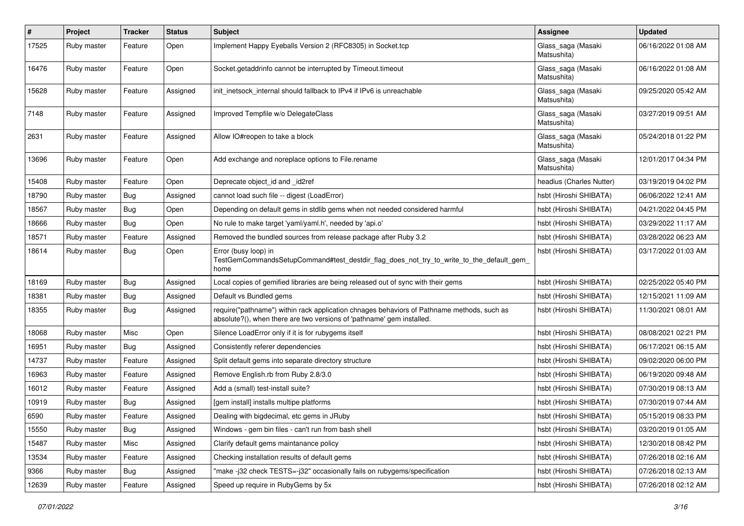| # | Project | Tracker | Status | Subject | Assignee | Updated |
|---|---|---|---|---|---|---|
| 17525 | Ruby master | Feature | Open | Implement Happy Eyeballs Version 2 (RFC8305) in Socket.tcp | Glass_saga (Masaki Matsushita) | 06/16/2022 01:08 AM |
| 16476 | Ruby master | Feature | Open | Socket.getaddrinfo cannot be interrupted by Timeout.timeout | Glass_saga (Masaki Matsushita) | 06/16/2022 01:08 AM |
| 15628 | Ruby master | Feature | Assigned | init_inetsock_internal should fallback to IPv4 if IPv6 is unreachable | Glass_saga (Masaki Matsushita) | 09/25/2020 05:42 AM |
| 7148 | Ruby master | Feature | Assigned | Improved Tempfile w/o DelegateClass | Glass_saga (Masaki Matsushita) | 03/27/2019 09:51 AM |
| 2631 | Ruby master | Feature | Assigned | Allow IO#reopen to take a block | Glass_saga (Masaki Matsushita) | 05/24/2018 01:22 PM |
| 13696 | Ruby master | Feature | Open | Add exchange and noreplace options to File.rename | Glass_saga (Masaki Matsushita) | 12/01/2017 04:34 PM |
| 15408 | Ruby master | Feature | Open | Deprecate object_id and _id2ref | headius (Charles Nutter) | 03/19/2019 04:02 PM |
| 18790 | Ruby master | Bug | Assigned | cannot load such file -- digest (LoadError) | hsbt (Hiroshi SHIBATA) | 06/06/2022 12:41 AM |
| 18567 | Ruby master | Bug | Open | Depending on default gems in stdlib gems when not needed considered harmful | hsbt (Hiroshi SHIBATA) | 04/21/2022 04:45 PM |
| 18666 | Ruby master | Bug | Open | No rule to make target 'yaml/yaml.h', needed by 'api.o' | hsbt (Hiroshi SHIBATA) | 03/29/2022 11:17 AM |
| 18571 | Ruby master | Feature | Assigned | Removed the bundled sources from release package after Ruby 3.2 | hsbt (Hiroshi SHIBATA) | 03/28/2022 06:23 AM |
| 18614 | Ruby master | Bug | Open | Error (busy loop) in TestGemCommandsSetupCommand#test_destdir_flag_does_not_try_to_write_to_the_default_gem_home | hsbt (Hiroshi SHIBATA) | 03/17/2022 01:03 AM |
| 18169 | Ruby master | Bug | Assigned | Local copies of gemified libraries are being released out of sync with their gems | hsbt (Hiroshi SHIBATA) | 02/25/2022 05:40 PM |
| 18381 | Ruby master | Bug | Assigned | Default vs Bundled gems | hsbt (Hiroshi SHIBATA) | 12/15/2021 11:09 AM |
| 18355 | Ruby master | Bug | Assigned | require("pathname") within rack application chnages behaviors of Pathname methods, such as absolute?(), when there are two versions of 'pathname' gem installed. | hsbt (Hiroshi SHIBATA) | 11/30/2021 08:01 AM |
| 18068 | Ruby master | Misc | Open | Silence LoadError only if it is for rubygems itself | hsbt (Hiroshi SHIBATA) | 08/08/2021 02:21 PM |
| 16951 | Ruby master | Bug | Assigned | Consistently referer dependencies | hsbt (Hiroshi SHIBATA) | 06/17/2021 06:15 AM |
| 14737 | Ruby master | Feature | Assigned | Split default gems into separate directory structure | hsbt (Hiroshi SHIBATA) | 09/02/2020 06:00 PM |
| 16963 | Ruby master | Feature | Assigned | Remove English.rb from Ruby 2.8/3.0 | hsbt (Hiroshi SHIBATA) | 06/19/2020 09:48 AM |
| 16012 | Ruby master | Feature | Assigned | Add a (small) test-install suite? | hsbt (Hiroshi SHIBATA) | 07/30/2019 08:13 AM |
| 10919 | Ruby master | Bug | Assigned | [gem install] installs multipe platforms | hsbt (Hiroshi SHIBATA) | 07/30/2019 07:44 AM |
| 6590 | Ruby master | Feature | Assigned | Dealing with bigdecimal, etc gems in JRuby | hsbt (Hiroshi SHIBATA) | 05/15/2019 08:33 PM |
| 15550 | Ruby master | Bug | Assigned | Windows - gem bin files - can't run from bash shell | hsbt (Hiroshi SHIBATA) | 03/20/2019 01:05 AM |
| 15487 | Ruby master | Misc | Assigned | Clarify default gems maintanance policy | hsbt (Hiroshi SHIBATA) | 12/30/2018 08:42 PM |
| 13534 | Ruby master | Feature | Assigned | Checking installation results of default gems | hsbt (Hiroshi SHIBATA) | 07/26/2018 02:16 AM |
| 9366 | Ruby master | Bug | Assigned | "make -j32 check TESTS=-j32" occasionally fails on rubygems/specification | hsbt (Hiroshi SHIBATA) | 07/26/2018 02:13 AM |
| 12639 | Ruby master | Feature | Assigned | Speed up require in RubyGems by 5x | hsbt (Hiroshi SHIBATA) | 07/26/2018 02:12 AM |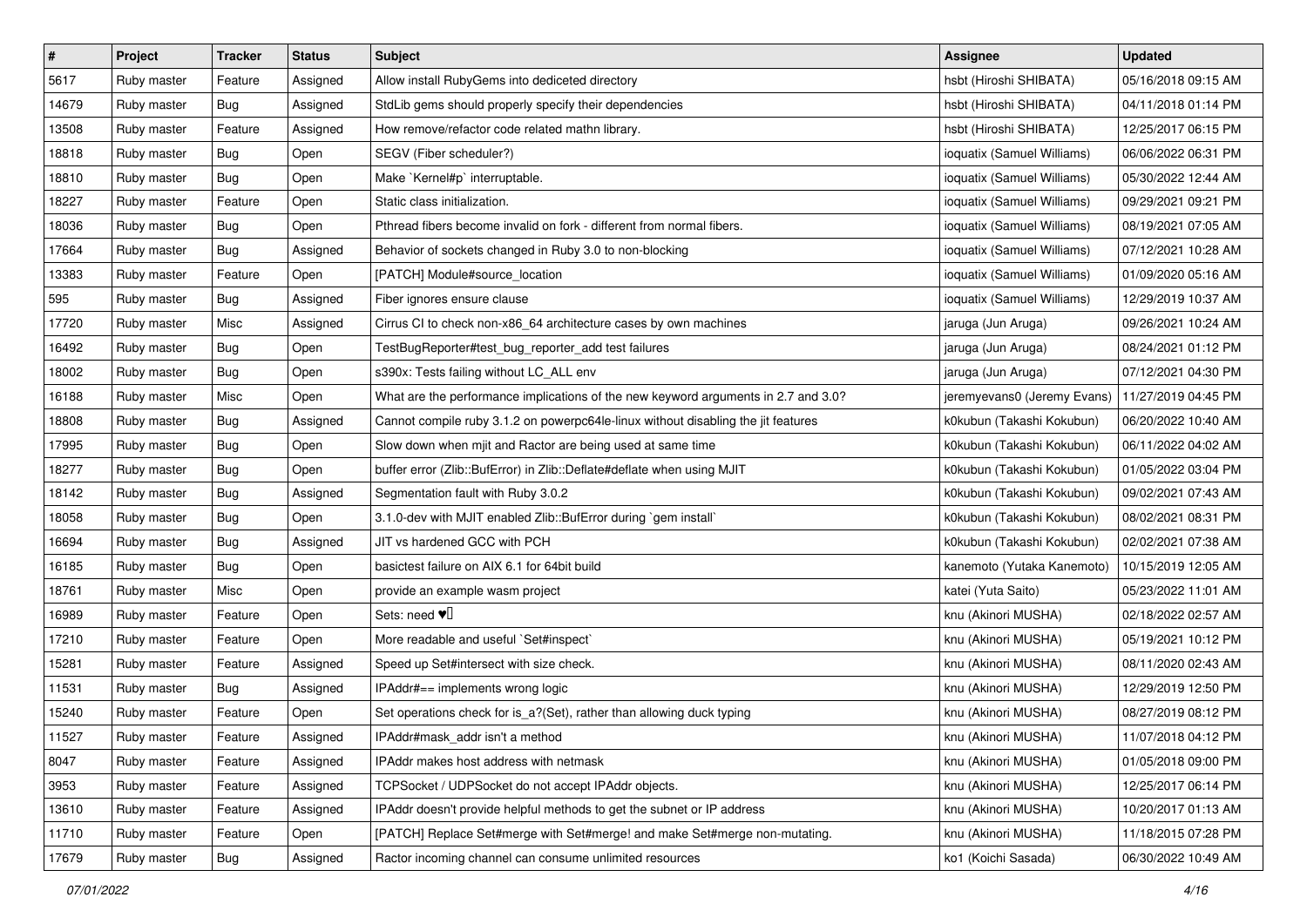| # | Project | Tracker | Status | Subject | Assignee | Updated |
|---|---|---|---|---|---|---|
| 5617 | Ruby master | Feature | Assigned | Allow install RubyGems into dediceted directory | hsbt (Hiroshi SHIBATA) | 05/16/2018 09:15 AM |
| 14679 | Ruby master | Bug | Assigned | StdLib gems should properly specify their dependencies | hsbt (Hiroshi SHIBATA) | 04/11/2018 01:14 PM |
| 13508 | Ruby master | Feature | Assigned | How remove/refactor code related mathn library. | hsbt (Hiroshi SHIBATA) | 12/25/2017 06:15 PM |
| 18818 | Ruby master | Bug | Open | SEGV (Fiber scheduler?) | ioquatix (Samuel Williams) | 06/06/2022 06:31 PM |
| 18810 | Ruby master | Bug | Open | Make `Kernel#p` interruptable. | ioquatix (Samuel Williams) | 05/30/2022 12:44 AM |
| 18227 | Ruby master | Feature | Open | Static class initialization. | ioquatix (Samuel Williams) | 09/29/2021 09:21 PM |
| 18036 | Ruby master | Bug | Open | Pthread fibers become invalid on fork - different from normal fibers. | ioquatix (Samuel Williams) | 08/19/2021 07:05 AM |
| 17664 | Ruby master | Bug | Assigned | Behavior of sockets changed in Ruby 3.0 to non-blocking | ioquatix (Samuel Williams) | 07/12/2021 10:28 AM |
| 13383 | Ruby master | Feature | Open | [PATCH] Module#source_location | ioquatix (Samuel Williams) | 01/09/2020 05:16 AM |
| 595 | Ruby master | Bug | Assigned | Fiber ignores ensure clause | ioquatix (Samuel Williams) | 12/29/2019 10:37 AM |
| 17720 | Ruby master | Misc | Assigned | Cirrus CI to check non-x86_64 architecture cases by own machines | jaruga (Jun Aruga) | 09/26/2021 10:24 AM |
| 16492 | Ruby master | Bug | Open | TestBugReporter#test_bug_reporter_add test failures | jaruga (Jun Aruga) | 08/24/2021 01:12 PM |
| 18002 | Ruby master | Bug | Open | s390x: Tests failing without LC_ALL env | jaruga (Jun Aruga) | 07/12/2021 04:30 PM |
| 16188 | Ruby master | Misc | Open | What are the performance implications of the new keyword arguments in 2.7 and 3.0? | jeremyevans0 (Jeremy Evans) | 11/27/2019 04:45 PM |
| 18808 | Ruby master | Bug | Assigned | Cannot compile ruby 3.1.2 on powerpc64le-linux without disabling the jit features | k0kubun (Takashi Kokubun) | 06/20/2022 10:40 AM |
| 17995 | Ruby master | Bug | Open | Slow down when mjit and Ractor are being used at same time | k0kubun (Takashi Kokubun) | 06/11/2022 04:02 AM |
| 18277 | Ruby master | Bug | Open | buffer error (Zlib::BufError) in Zlib::Deflate#deflate when using MJIT | k0kubun (Takashi Kokubun) | 01/05/2022 03:04 PM |
| 18142 | Ruby master | Bug | Assigned | Segmentation fault with Ruby 3.0.2 | k0kubun (Takashi Kokubun) | 09/02/2021 07:43 AM |
| 18058 | Ruby master | Bug | Open | 3.1.0-dev with MJIT enabled Zlib::BufError during `gem install` | k0kubun (Takashi Kokubun) | 08/02/2021 08:31 PM |
| 16694 | Ruby master | Bug | Assigned | JIT vs hardened GCC with PCH | k0kubun (Takashi Kokubun) | 02/02/2021 07:38 AM |
| 16185 | Ruby master | Bug | Open | basictest failure on AIX 6.1 for 64bit build | kanemoto (Yutaka Kanemoto) | 10/15/2019 12:05 AM |
| 18761 | Ruby master | Misc | Open | provide an example wasm project | katei (Yuta Saito) | 05/23/2022 11:01 AM |
| 16989 | Ruby master | Feature | Open | Sets: need ♥️ | knu (Akinori MUSHA) | 02/18/2022 02:57 AM |
| 17210 | Ruby master | Feature | Open | More readable and useful `Set#inspect` | knu (Akinori MUSHA) | 05/19/2021 10:12 PM |
| 15281 | Ruby master | Feature | Assigned | Speed up Set#intersect with size check. | knu (Akinori MUSHA) | 08/11/2020 02:43 AM |
| 11531 | Ruby master | Bug | Assigned | IPAddr#== implements wrong logic | knu (Akinori MUSHA) | 12/29/2019 12:50 PM |
| 15240 | Ruby master | Feature | Open | Set operations check for is_a?(Set), rather than allowing duck typing | knu (Akinori MUSHA) | 08/27/2019 08:12 PM |
| 11527 | Ruby master | Feature | Assigned | IPAddr#mask_addr isn't a method | knu (Akinori MUSHA) | 11/07/2018 04:12 PM |
| 8047 | Ruby master | Feature | Assigned | IPAddr makes host address with netmask | knu (Akinori MUSHA) | 01/05/2018 09:00 PM |
| 3953 | Ruby master | Feature | Assigned | TCPSocket / UDPSocket do not accept IPAddr objects. | knu (Akinori MUSHA) | 12/25/2017 06:14 PM |
| 13610 | Ruby master | Feature | Assigned | IPAddr doesn't provide helpful methods to get the subnet or IP address | knu (Akinori MUSHA) | 10/20/2017 01:13 AM |
| 11710 | Ruby master | Feature | Open | [PATCH] Replace Set#merge with Set#merge! and make Set#merge non-mutating. | knu (Akinori MUSHA) | 11/18/2015 07:28 PM |
| 17679 | Ruby master | Bug | Assigned | Ractor incoming channel can consume unlimited resources | ko1 (Koichi Sasada) | 06/30/2022 10:49 AM |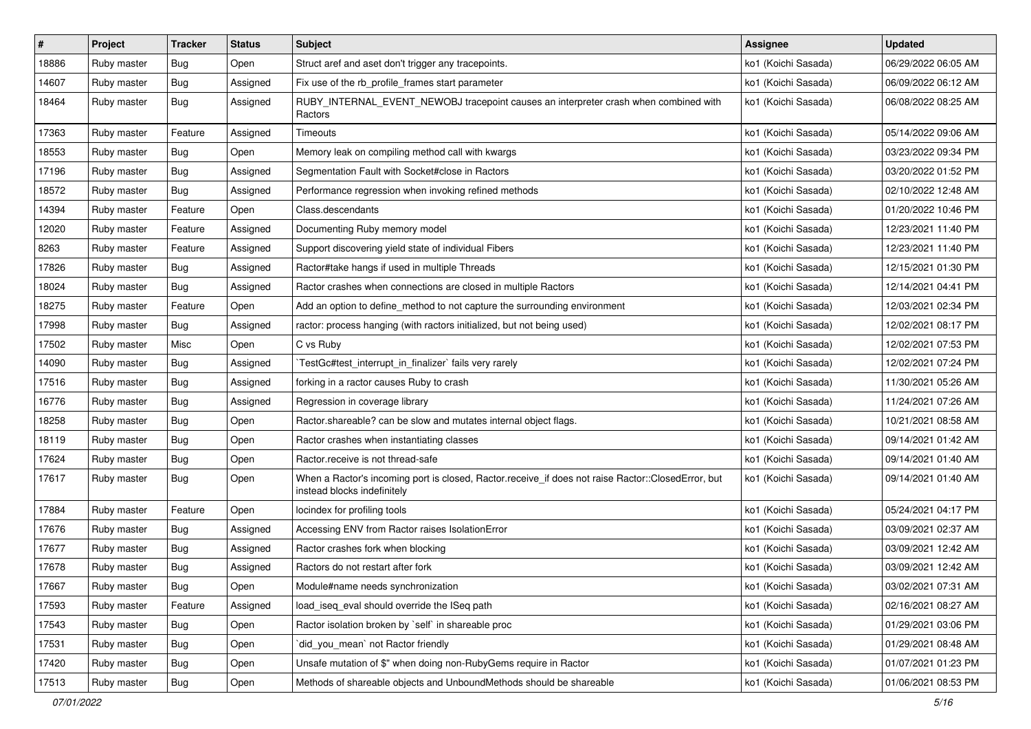| # | Project | Tracker | Status | Subject | Assignee | Updated |
|---|---|---|---|---|---|---|
| 18886 | Ruby master | Bug | Open | Struct aref and aset don't trigger any tracepoints. | ko1 (Koichi Sasada) | 06/29/2022 06:05 AM |
| 14607 | Ruby master | Bug | Assigned | Fix use of the rb_profile_frames start parameter | ko1 (Koichi Sasada) | 06/09/2022 06:12 AM |
| 18464 | Ruby master | Bug | Assigned | RUBY_INTERNAL_EVENT_NEWOBJ tracepoint causes an interpreter crash when combined with Ractors | ko1 (Koichi Sasada) | 06/08/2022 08:25 AM |
| 17363 | Ruby master | Feature | Assigned | Timeouts | ko1 (Koichi Sasada) | 05/14/2022 09:06 AM |
| 18553 | Ruby master | Bug | Open | Memory leak on compiling method call with kwargs | ko1 (Koichi Sasada) | 03/23/2022 09:34 PM |
| 17196 | Ruby master | Bug | Assigned | Segmentation Fault with Socket#close in Ractors | ko1 (Koichi Sasada) | 03/20/2022 01:52 PM |
| 18572 | Ruby master | Bug | Assigned | Performance regression when invoking refined methods | ko1 (Koichi Sasada) | 02/10/2022 12:48 AM |
| 14394 | Ruby master | Feature | Open | Class.descendants | ko1 (Koichi Sasada) | 01/20/2022 10:46 PM |
| 12020 | Ruby master | Feature | Assigned | Documenting Ruby memory model | ko1 (Koichi Sasada) | 12/23/2021 11:40 PM |
| 8263 | Ruby master | Feature | Assigned | Support discovering yield state of individual Fibers | ko1 (Koichi Sasada) | 12/23/2021 11:40 PM |
| 17826 | Ruby master | Bug | Assigned | Ractor#take hangs if used in multiple Threads | ko1 (Koichi Sasada) | 12/15/2021 01:30 PM |
| 18024 | Ruby master | Bug | Assigned | Ractor crashes when connections are closed in multiple Ractors | ko1 (Koichi Sasada) | 12/14/2021 04:41 PM |
| 18275 | Ruby master | Feature | Open | Add an option to define_method to not capture the surrounding environment | ko1 (Koichi Sasada) | 12/03/2021 02:34 PM |
| 17998 | Ruby master | Bug | Assigned | ractor: process hanging (with ractors initialized, but not being used) | ko1 (Koichi Sasada) | 12/02/2021 08:17 PM |
| 17502 | Ruby master | Misc | Open | C vs Ruby | ko1 (Koichi Sasada) | 12/02/2021 07:53 PM |
| 14090 | Ruby master | Bug | Assigned | `TestGc#test_interrupt_in_finalizer` fails very rarely | ko1 (Koichi Sasada) | 12/02/2021 07:24 PM |
| 17516 | Ruby master | Bug | Assigned | forking in a ractor causes Ruby to crash | ko1 (Koichi Sasada) | 11/30/2021 05:26 AM |
| 16776 | Ruby master | Bug | Assigned | Regression in coverage library | ko1 (Koichi Sasada) | 11/24/2021 07:26 AM |
| 18258 | Ruby master | Bug | Open | Ractor.shareable? can be slow and mutates internal object flags. | ko1 (Koichi Sasada) | 10/21/2021 08:58 AM |
| 18119 | Ruby master | Bug | Open | Ractor crashes when instantiating classes | ko1 (Koichi Sasada) | 09/14/2021 01:42 AM |
| 17624 | Ruby master | Bug | Open | Ractor.receive is not thread-safe | ko1 (Koichi Sasada) | 09/14/2021 01:40 AM |
| 17617 | Ruby master | Bug | Open | When a Ractor's incoming port is closed, Ractor.receive_if does not raise Ractor::ClosedError, but instead blocks indefinitely | ko1 (Koichi Sasada) | 09/14/2021 01:40 AM |
| 17884 | Ruby master | Feature | Open | locindex for profiling tools | ko1 (Koichi Sasada) | 05/24/2021 04:17 PM |
| 17676 | Ruby master | Bug | Assigned | Accessing ENV from Ractor raises IsolationError | ko1 (Koichi Sasada) | 03/09/2021 02:37 AM |
| 17677 | Ruby master | Bug | Assigned | Ractor crashes fork when blocking | ko1 (Koichi Sasada) | 03/09/2021 12:42 AM |
| 17678 | Ruby master | Bug | Assigned | Ractors do not restart after fork | ko1 (Koichi Sasada) | 03/09/2021 12:42 AM |
| 17667 | Ruby master | Bug | Open | Module#name needs synchronization | ko1 (Koichi Sasada) | 03/02/2021 07:31 AM |
| 17593 | Ruby master | Feature | Assigned | load_iseq_eval should override the ISeq path | ko1 (Koichi Sasada) | 02/16/2021 08:27 AM |
| 17543 | Ruby master | Bug | Open | Ractor isolation broken by `self` in shareable proc | ko1 (Koichi Sasada) | 01/29/2021 03:06 PM |
| 17531 | Ruby master | Bug | Open | `did_you_mean` not Ractor friendly | ko1 (Koichi Sasada) | 01/29/2021 08:48 AM |
| 17420 | Ruby master | Bug | Open | Unsafe mutation of $" when doing non-RubyGems require in Ractor | ko1 (Koichi Sasada) | 01/07/2021 01:23 PM |
| 17513 | Ruby master | Bug | Open | Methods of shareable objects and UnboundMethods should be shareable | ko1 (Koichi Sasada) | 01/06/2021 08:53 PM |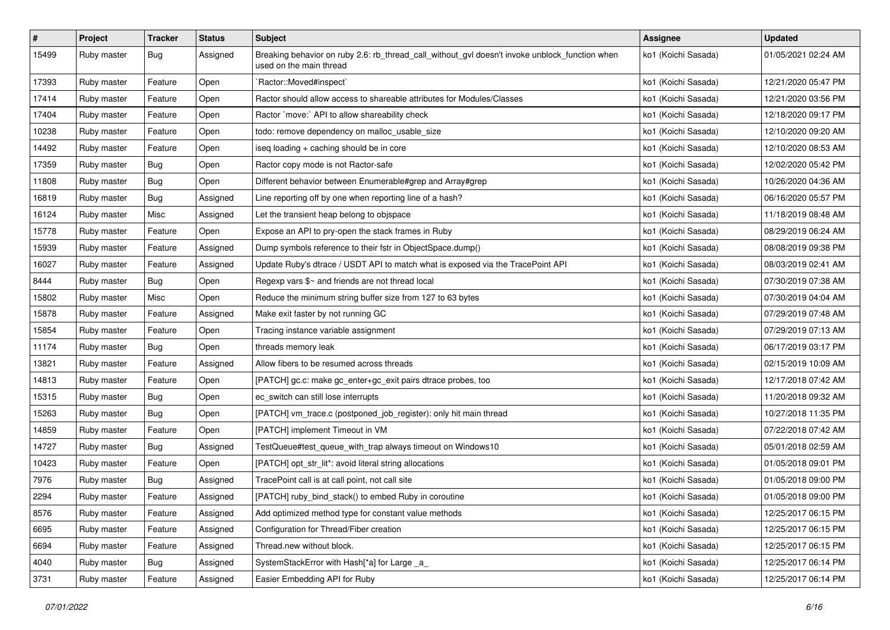| # | Project | Tracker | Status | Subject | Assignee | Updated |
|---|---|---|---|---|---|---|
| 15499 | Ruby master | Bug | Assigned | Breaking behavior on ruby 2.6: rb_thread_call_without_gvl doesn't invoke unblock_function when used on the main thread | ko1 (Koichi Sasada) | 01/05/2021 02:24 AM |
| 17393 | Ruby master | Feature | Open | `Ractor::Moved#inspect` | ko1 (Koichi Sasada) | 12/21/2020 05:47 PM |
| 17414 | Ruby master | Feature | Open | Ractor should allow access to shareable attributes for Modules/Classes | ko1 (Koichi Sasada) | 12/21/2020 03:56 PM |
| 17404 | Ruby master | Feature | Open | Ractor `move:` API to allow shareability check | ko1 (Koichi Sasada) | 12/18/2020 09:17 PM |
| 10238 | Ruby master | Feature | Open | todo: remove dependency on malloc_usable_size | ko1 (Koichi Sasada) | 12/10/2020 09:20 AM |
| 14492 | Ruby master | Feature | Open | iseq loading + caching should be in core | ko1 (Koichi Sasada) | 12/10/2020 08:53 AM |
| 17359 | Ruby master | Bug | Open | Ractor copy mode is not Ractor-safe | ko1 (Koichi Sasada) | 12/02/2020 05:42 PM |
| 11808 | Ruby master | Bug | Open | Different behavior between Enumerable#grep and Array#grep | ko1 (Koichi Sasada) | 10/26/2020 04:36 AM |
| 16819 | Ruby master | Bug | Assigned | Line reporting off by one when reporting line of a hash? | ko1 (Koichi Sasada) | 06/16/2020 05:57 PM |
| 16124 | Ruby master | Misc | Assigned | Let the transient heap belong to objspace | ko1 (Koichi Sasada) | 11/18/2019 08:48 AM |
| 15778 | Ruby master | Feature | Open | Expose an API to pry-open the stack frames in Ruby | ko1 (Koichi Sasada) | 08/29/2019 06:24 AM |
| 15939 | Ruby master | Feature | Assigned | Dump symbols reference to their fstr in ObjectSpace.dump() | ko1 (Koichi Sasada) | 08/08/2019 09:38 PM |
| 16027 | Ruby master | Feature | Assigned | Update Ruby's dtrace / USDT API to match what is exposed via the TracePoint API | ko1 (Koichi Sasada) | 08/03/2019 02:41 AM |
| 8444 | Ruby master | Bug | Open | Regexp vars $~ and friends are not thread local | ko1 (Koichi Sasada) | 07/30/2019 07:38 AM |
| 15802 | Ruby master | Misc | Open | Reduce the minimum string buffer size from 127 to 63 bytes | ko1 (Koichi Sasada) | 07/30/2019 04:04 AM |
| 15878 | Ruby master | Feature | Assigned | Make exit faster by not running GC | ko1 (Koichi Sasada) | 07/29/2019 07:48 AM |
| 15854 | Ruby master | Feature | Open | Tracing instance variable assignment | ko1 (Koichi Sasada) | 07/29/2019 07:13 AM |
| 11174 | Ruby master | Bug | Open | threads memory leak | ko1 (Koichi Sasada) | 06/17/2019 03:17 PM |
| 13821 | Ruby master | Feature | Assigned | Allow fibers to be resumed across threads | ko1 (Koichi Sasada) | 02/15/2019 10:09 AM |
| 14813 | Ruby master | Feature | Open | [PATCH] gc.c: make gc_enter+gc_exit pairs dtrace probes, too | ko1 (Koichi Sasada) | 12/17/2018 07:42 AM |
| 15315 | Ruby master | Bug | Open | ec_switch can still lose interrupts | ko1 (Koichi Sasada) | 11/20/2018 09:32 AM |
| 15263 | Ruby master | Bug | Open | [PATCH] vm_trace.c (postponed_job_register): only hit main thread | ko1 (Koichi Sasada) | 10/27/2018 11:35 PM |
| 14859 | Ruby master | Feature | Open | [PATCH] implement Timeout in VM | ko1 (Koichi Sasada) | 07/22/2018 07:42 AM |
| 14727 | Ruby master | Bug | Assigned | TestQueue#test_queue_with_trap always timeout on Windows10 | ko1 (Koichi Sasada) | 05/01/2018 02:59 AM |
| 10423 | Ruby master | Feature | Open | [PATCH] opt_str_lit*: avoid literal string allocations | ko1 (Koichi Sasada) | 01/05/2018 09:01 PM |
| 7976 | Ruby master | Bug | Assigned | TracePoint call is at call point, not call site | ko1 (Koichi Sasada) | 01/05/2018 09:00 PM |
| 2294 | Ruby master | Feature | Assigned | [PATCH] ruby_bind_stack() to embed Ruby in coroutine | ko1 (Koichi Sasada) | 01/05/2018 09:00 PM |
| 8576 | Ruby master | Feature | Assigned | Add optimized method type for constant value methods | ko1 (Koichi Sasada) | 12/25/2017 06:15 PM |
| 6695 | Ruby master | Feature | Assigned | Configuration for Thread/Fiber creation | ko1 (Koichi Sasada) | 12/25/2017 06:15 PM |
| 6694 | Ruby master | Feature | Assigned | Thread.new without block. | ko1 (Koichi Sasada) | 12/25/2017 06:15 PM |
| 4040 | Ruby master | Bug | Assigned | SystemStackError with Hash[*a] for Large _a_ | ko1 (Koichi Sasada) | 12/25/2017 06:14 PM |
| 3731 | Ruby master | Feature | Assigned | Easier Embedding API for Ruby | ko1 (Koichi Sasada) | 12/25/2017 06:14 PM |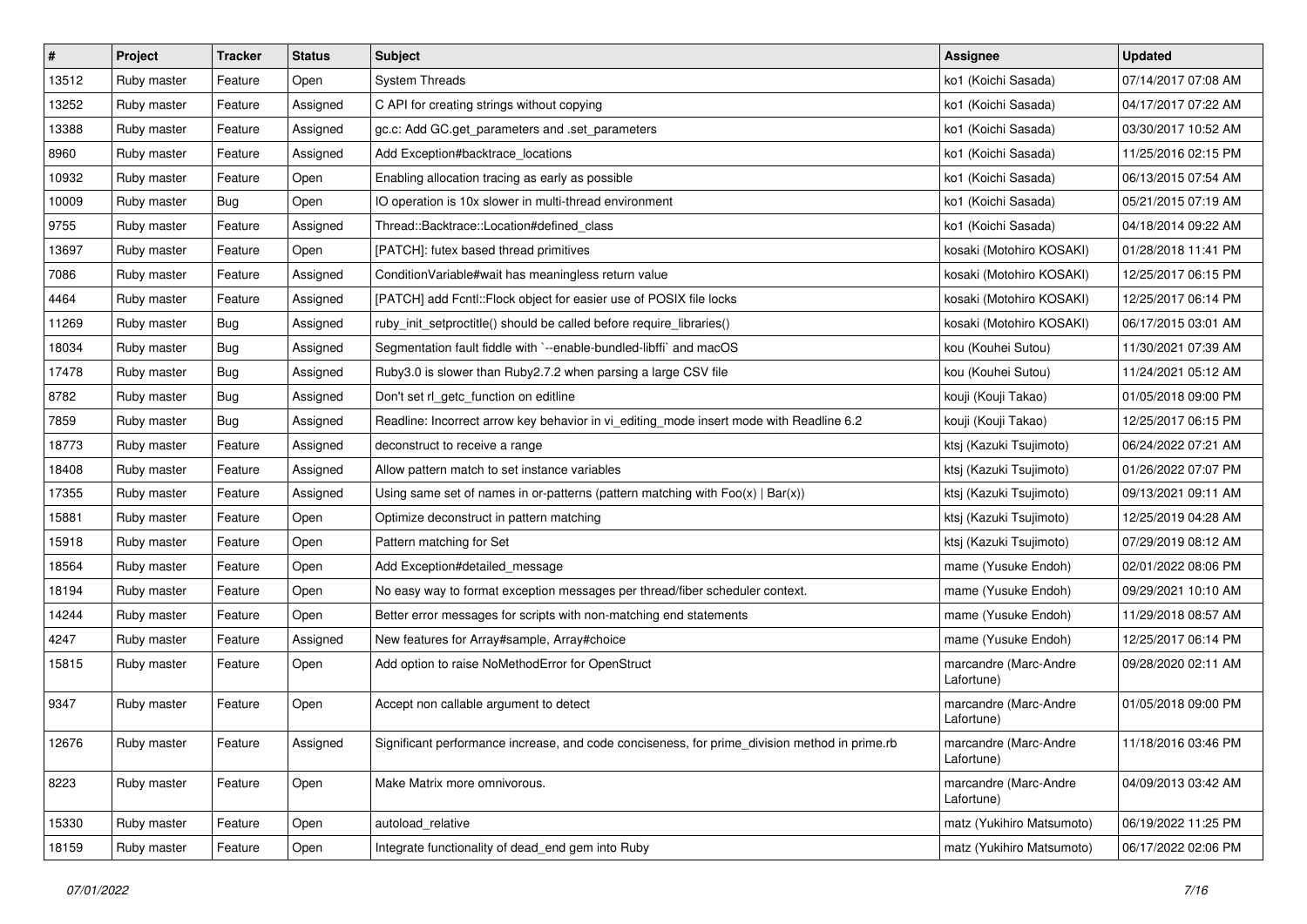| # | Project | Tracker | Status | Subject | Assignee | Updated |
|---|---|---|---|---|---|---|
| 13512 | Ruby master | Feature | Open | System Threads | ko1 (Koichi Sasada) | 07/14/2017 07:08 AM |
| 13252 | Ruby master | Feature | Assigned | C API for creating strings without copying | ko1 (Koichi Sasada) | 04/17/2017 07:22 AM |
| 13388 | Ruby master | Feature | Assigned | gc.c: Add GC.get_parameters and .set_parameters | ko1 (Koichi Sasada) | 03/30/2017 10:52 AM |
| 8960 | Ruby master | Feature | Assigned | Add Exception#backtrace_locations | ko1 (Koichi Sasada) | 11/25/2016 02:15 PM |
| 10932 | Ruby master | Feature | Open | Enabling allocation tracing as early as possible | ko1 (Koichi Sasada) | 06/13/2015 07:54 AM |
| 10009 | Ruby master | Bug | Open | IO operation is 10x slower in multi-thread environment | ko1 (Koichi Sasada) | 05/21/2015 07:19 AM |
| 9755 | Ruby master | Feature | Assigned | Thread::Backtrace::Location#defined_class | ko1 (Koichi Sasada) | 04/18/2014 09:22 AM |
| 13697 | Ruby master | Feature | Open | [PATCH]: futex based thread primitives | kosaki (Motohiro KOSAKI) | 01/28/2018 11:41 PM |
| 7086 | Ruby master | Feature | Assigned | ConditionVariable#wait has meaningless return value | kosaki (Motohiro KOSAKI) | 12/25/2017 06:15 PM |
| 4464 | Ruby master | Feature | Assigned | [PATCH] add Fcntl::Flock object for easier use of POSIX file locks | kosaki (Motohiro KOSAKI) | 12/25/2017 06:14 PM |
| 11269 | Ruby master | Bug | Assigned | ruby_init_setproctitle() should be called before require_libraries() | kosaki (Motohiro KOSAKI) | 06/17/2015 03:01 AM |
| 18034 | Ruby master | Bug | Assigned | Segmentation fault fiddle with `--enable-bundled-libffi` and macOS | kou (Kouhei Sutou) | 11/30/2021 07:39 AM |
| 17478 | Ruby master | Bug | Assigned | Ruby3.0 is slower than Ruby2.7.2 when parsing a large CSV file | kou (Kouhei Sutou) | 11/24/2021 05:12 AM |
| 8782 | Ruby master | Bug | Assigned | Don't set rl_getc_function on editline | kouji (Kouji Takao) | 01/05/2018 09:00 PM |
| 7859 | Ruby master | Bug | Assigned | Readline: Incorrect arrow key behavior in vi_editing_mode insert mode with Readline 6.2 | kouji (Kouji Takao) | 12/25/2017 06:15 PM |
| 18773 | Ruby master | Feature | Assigned | deconstruct to receive a range | ktsj (Kazuki Tsujimoto) | 06/24/2022 07:21 AM |
| 18408 | Ruby master | Feature | Assigned | Allow pattern match to set instance variables | ktsj (Kazuki Tsujimoto) | 01/26/2022 07:07 PM |
| 17355 | Ruby master | Feature | Assigned | Using same set of names in or-patterns (pattern matching with Foo(x) \| Bar(x)) | ktsj (Kazuki Tsujimoto) | 09/13/2021 09:11 AM |
| 15881 | Ruby master | Feature | Open | Optimize deconstruct in pattern matching | ktsj (Kazuki Tsujimoto) | 12/25/2019 04:28 AM |
| 15918 | Ruby master | Feature | Open | Pattern matching for Set | ktsj (Kazuki Tsujimoto) | 07/29/2019 08:12 AM |
| 18564 | Ruby master | Feature | Open | Add Exception#detailed_message | mame (Yusuke Endoh) | 02/01/2022 08:06 PM |
| 18194 | Ruby master | Feature | Open | No easy way to format exception messages per thread/fiber scheduler context. | mame (Yusuke Endoh) | 09/29/2021 10:10 AM |
| 14244 | Ruby master | Feature | Open | Better error messages for scripts with non-matching end statements | mame (Yusuke Endoh) | 11/29/2018 08:57 AM |
| 4247 | Ruby master | Feature | Assigned | New features for Array#sample, Array#choice | mame (Yusuke Endoh) | 12/25/2017 06:14 PM |
| 15815 | Ruby master | Feature | Open | Add option to raise NoMethodError for OpenStruct | marcandre (Marc-Andre Lafortune) | 09/28/2020 02:11 AM |
| 9347 | Ruby master | Feature | Open | Accept non callable argument to detect | marcandre (Marc-Andre Lafortune) | 01/05/2018 09:00 PM |
| 12676 | Ruby master | Feature | Assigned | Significant performance increase, and code conciseness, for prime_division method in prime.rb | marcandre (Marc-Andre Lafortune) | 11/18/2016 03:46 PM |
| 8223 | Ruby master | Feature | Open | Make Matrix more omnivorous. | marcandre (Marc-Andre Lafortune) | 04/09/2013 03:42 AM |
| 15330 | Ruby master | Feature | Open | autoload_relative | matz (Yukihiro Matsumoto) | 06/19/2022 11:25 PM |
| 18159 | Ruby master | Feature | Open | Integrate functionality of dead_end gem into Ruby | matz (Yukihiro Matsumoto) | 06/17/2022 02:06 PM |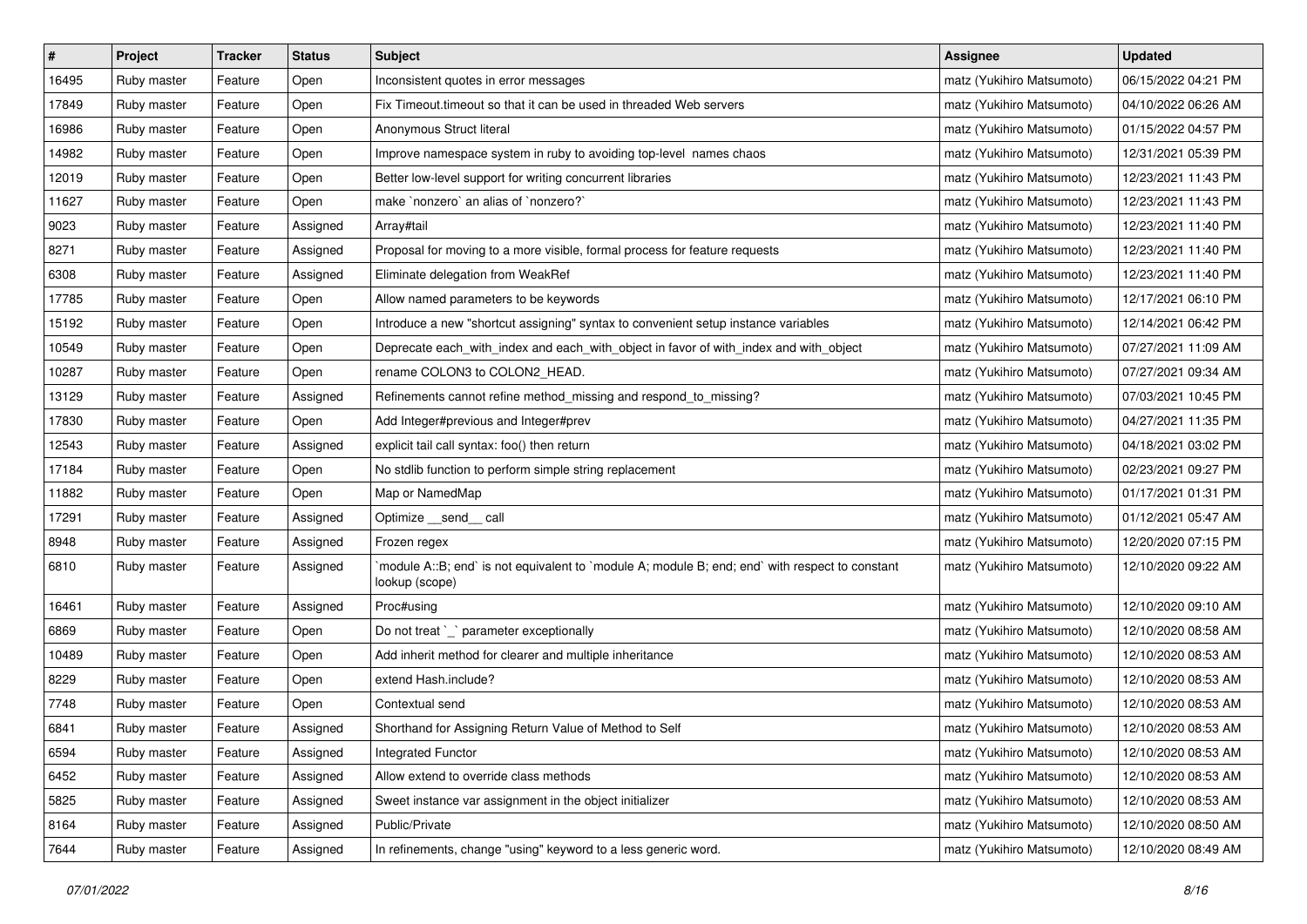| # | Project | Tracker | Status | Subject | Assignee | Updated |
| --- | --- | --- | --- | --- | --- | --- |
| 16495 | Ruby master | Feature | Open | Inconsistent quotes in error messages | matz (Yukihiro Matsumoto) | 06/15/2022 04:21 PM |
| 17849 | Ruby master | Feature | Open | Fix Timeout.timeout so that it can be used in threaded Web servers | matz (Yukihiro Matsumoto) | 04/10/2022 06:26 AM |
| 16986 | Ruby master | Feature | Open | Anonymous Struct literal | matz (Yukihiro Matsumoto) | 01/15/2022 04:57 PM |
| 14982 | Ruby master | Feature | Open | Improve namespace system in ruby to avoiding top-level names chaos | matz (Yukihiro Matsumoto) | 12/31/2021 05:39 PM |
| 12019 | Ruby master | Feature | Open | Better low-level support for writing concurrent libraries | matz (Yukihiro Matsumoto) | 12/23/2021 11:43 PM |
| 11627 | Ruby master | Feature | Open | make `nonzero` an alias of `nonzero?` | matz (Yukihiro Matsumoto) | 12/23/2021 11:43 PM |
| 9023 | Ruby master | Feature | Assigned | Array#tail | matz (Yukihiro Matsumoto) | 12/23/2021 11:40 PM |
| 8271 | Ruby master | Feature | Assigned | Proposal for moving to a more visible, formal process for feature requests | matz (Yukihiro Matsumoto) | 12/23/2021 11:40 PM |
| 6308 | Ruby master | Feature | Assigned | Eliminate delegation from WeakRef | matz (Yukihiro Matsumoto) | 12/23/2021 11:40 PM |
| 17785 | Ruby master | Feature | Open | Allow named parameters to be keywords | matz (Yukihiro Matsumoto) | 12/17/2021 06:10 PM |
| 15192 | Ruby master | Feature | Open | Introduce a new "shortcut assigning" syntax to convenient setup instance variables | matz (Yukihiro Matsumoto) | 12/14/2021 06:42 PM |
| 10549 | Ruby master | Feature | Open | Deprecate each_with_index and each_with_object in favor of with_index and with_object | matz (Yukihiro Matsumoto) | 07/27/2021 11:09 AM |
| 10287 | Ruby master | Feature | Open | rename COLON3 to COLON2_HEAD. | matz (Yukihiro Matsumoto) | 07/27/2021 09:34 AM |
| 13129 | Ruby master | Feature | Assigned | Refinements cannot refine method_missing and respond_to_missing? | matz (Yukihiro Matsumoto) | 07/03/2021 10:45 PM |
| 17830 | Ruby master | Feature | Open | Add Integer#previous and Integer#prev | matz (Yukihiro Matsumoto) | 04/27/2021 11:35 PM |
| 12543 | Ruby master | Feature | Assigned | explicit tail call syntax: foo() then return | matz (Yukihiro Matsumoto) | 04/18/2021 03:02 PM |
| 17184 | Ruby master | Feature | Open | No stdlib function to perform simple string replacement | matz (Yukihiro Matsumoto) | 02/23/2021 09:27 PM |
| 11882 | Ruby master | Feature | Open | Map or NamedMap | matz (Yukihiro Matsumoto) | 01/17/2021 01:31 PM |
| 17291 | Ruby master | Feature | Assigned | Optimize __send__ call | matz (Yukihiro Matsumoto) | 01/12/2021 05:47 AM |
| 8948 | Ruby master | Feature | Assigned | Frozen regex | matz (Yukihiro Matsumoto) | 12/20/2020 07:15 PM |
| 6810 | Ruby master | Feature | Assigned | `module A::B; end` is not equivalent to `module A; module B; end; end` with respect to constant lookup (scope) | matz (Yukihiro Matsumoto) | 12/10/2020 09:22 AM |
| 16461 | Ruby master | Feature | Assigned | Proc#using | matz (Yukihiro Matsumoto) | 12/10/2020 09:10 AM |
| 6869 | Ruby master | Feature | Open | Do not treat `_` parameter exceptionally | matz (Yukihiro Matsumoto) | 12/10/2020 08:58 AM |
| 10489 | Ruby master | Feature | Open | Add inherit method for clearer and multiple inheritance | matz (Yukihiro Matsumoto) | 12/10/2020 08:53 AM |
| 8229 | Ruby master | Feature | Open | extend Hash.include? | matz (Yukihiro Matsumoto) | 12/10/2020 08:53 AM |
| 7748 | Ruby master | Feature | Open | Contextual send | matz (Yukihiro Matsumoto) | 12/10/2020 08:53 AM |
| 6841 | Ruby master | Feature | Assigned | Shorthand for Assigning Return Value of Method to Self | matz (Yukihiro Matsumoto) | 12/10/2020 08:53 AM |
| 6594 | Ruby master | Feature | Assigned | Integrated Functor | matz (Yukihiro Matsumoto) | 12/10/2020 08:53 AM |
| 6452 | Ruby master | Feature | Assigned | Allow extend to override class methods | matz (Yukihiro Matsumoto) | 12/10/2020 08:53 AM |
| 5825 | Ruby master | Feature | Assigned | Sweet instance var assignment in the object initializer | matz (Yukihiro Matsumoto) | 12/10/2020 08:53 AM |
| 8164 | Ruby master | Feature | Assigned | Public/Private | matz (Yukihiro Matsumoto) | 12/10/2020 08:50 AM |
| 7644 | Ruby master | Feature | Assigned | In refinements, change "using" keyword to a less generic word. | matz (Yukihiro Matsumoto) | 12/10/2020 08:49 AM |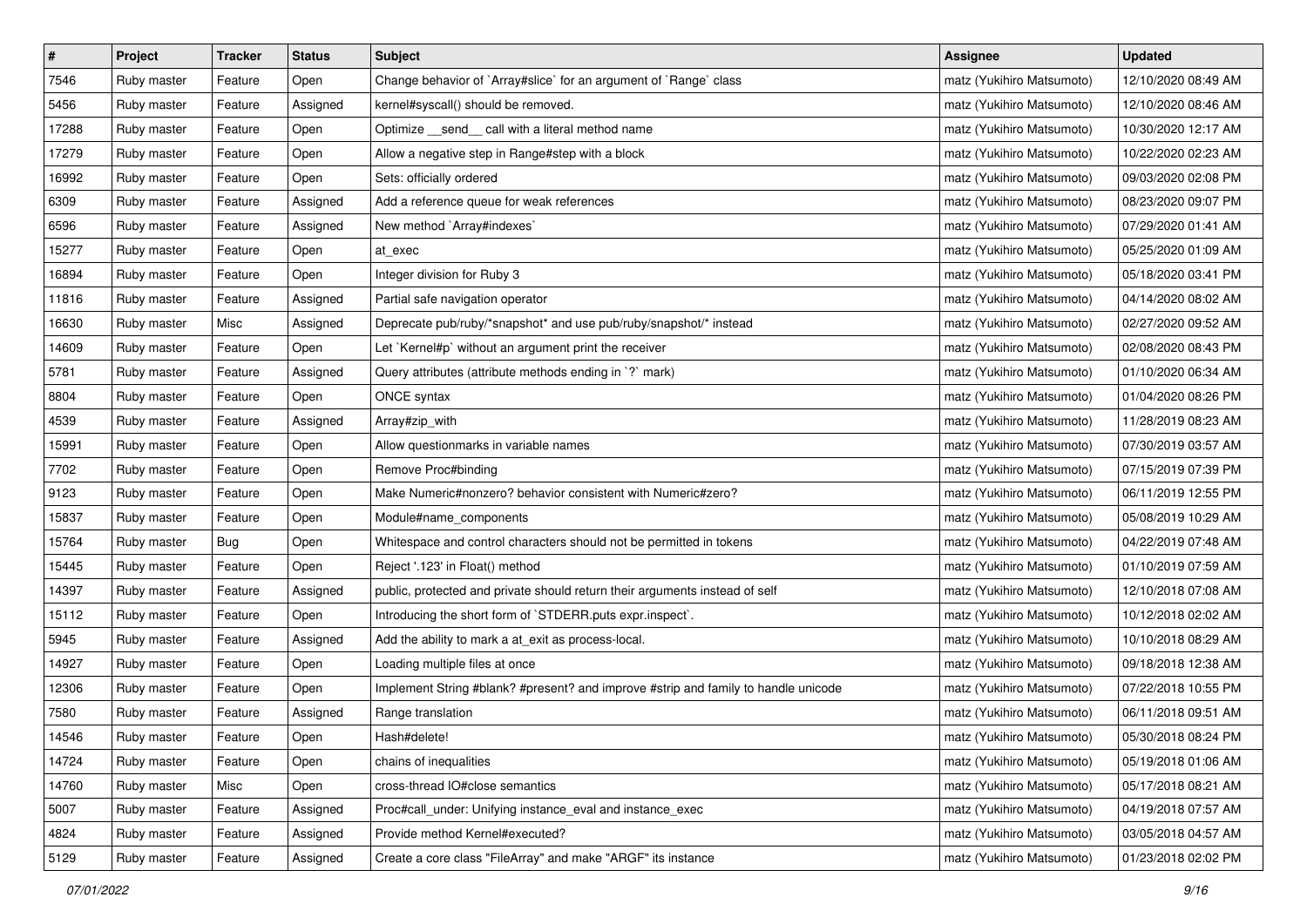| # | Project | Tracker | Status | Subject | Assignee | Updated |
|---|---|---|---|---|---|---|
| 7546 | Ruby master | Feature | Open | Change behavior of `Array#slice` for an argument of `Range` class | matz (Yukihiro Matsumoto) | 12/10/2020 08:49 AM |
| 5456 | Ruby master | Feature | Assigned | kernel#syscall() should be removed. | matz (Yukihiro Matsumoto) | 12/10/2020 08:46 AM |
| 17288 | Ruby master | Feature | Open | Optimize __send__ call with a literal method name | matz (Yukihiro Matsumoto) | 10/30/2020 12:17 AM |
| 17279 | Ruby master | Feature | Open | Allow a negative step in Range#step with a block | matz (Yukihiro Matsumoto) | 10/22/2020 02:23 AM |
| 16992 | Ruby master | Feature | Open | Sets: officially ordered | matz (Yukihiro Matsumoto) | 09/03/2020 02:08 PM |
| 6309 | Ruby master | Feature | Assigned | Add a reference queue for weak references | matz (Yukihiro Matsumoto) | 08/23/2020 09:07 PM |
| 6596 | Ruby master | Feature | Assigned | New method `Array#indexes` | matz (Yukihiro Matsumoto) | 07/29/2020 01:41 AM |
| 15277 | Ruby master | Feature | Open | at_exec | matz (Yukihiro Matsumoto) | 05/25/2020 01:09 AM |
| 16894 | Ruby master | Feature | Open | Integer division for Ruby 3 | matz (Yukihiro Matsumoto) | 05/18/2020 03:41 PM |
| 11816 | Ruby master | Feature | Assigned | Partial safe navigation operator | matz (Yukihiro Matsumoto) | 04/14/2020 08:02 AM |
| 16630 | Ruby master | Misc | Assigned | Deprecate pub/ruby/*snapshot* and use pub/ruby/snapshot/* instead | matz (Yukihiro Matsumoto) | 02/27/2020 09:52 AM |
| 14609 | Ruby master | Feature | Open | Let `Kernel#p` without an argument print the receiver | matz (Yukihiro Matsumoto) | 02/08/2020 08:43 PM |
| 5781 | Ruby master | Feature | Assigned | Query attributes (attribute methods ending in `?` mark) | matz (Yukihiro Matsumoto) | 01/10/2020 06:34 AM |
| 8804 | Ruby master | Feature | Open | ONCE syntax | matz (Yukihiro Matsumoto) | 01/04/2020 08:26 PM |
| 4539 | Ruby master | Feature | Assigned | Array#zip_with | matz (Yukihiro Matsumoto) | 11/28/2019 08:23 AM |
| 15991 | Ruby master | Feature | Open | Allow questionmarks in variable names | matz (Yukihiro Matsumoto) | 07/30/2019 03:57 AM |
| 7702 | Ruby master | Feature | Open | Remove Proc#binding | matz (Yukihiro Matsumoto) | 07/15/2019 07:39 PM |
| 9123 | Ruby master | Feature | Open | Make Numeric#nonzero? behavior consistent with Numeric#zero? | matz (Yukihiro Matsumoto) | 06/11/2019 12:55 PM |
| 15837 | Ruby master | Feature | Open | Module#name_components | matz (Yukihiro Matsumoto) | 05/08/2019 10:29 AM |
| 15764 | Ruby master | Bug | Open | Whitespace and control characters should not be permitted in tokens | matz (Yukihiro Matsumoto) | 04/22/2019 07:48 AM |
| 15445 | Ruby master | Feature | Open | Reject '.123' in Float() method | matz (Yukihiro Matsumoto) | 01/10/2019 07:59 AM |
| 14397 | Ruby master | Feature | Assigned | public, protected and private should return their arguments instead of self | matz (Yukihiro Matsumoto) | 12/10/2018 07:08 AM |
| 15112 | Ruby master | Feature | Open | Introducing the short form of `STDERR.puts expr.inspect`. | matz (Yukihiro Matsumoto) | 10/12/2018 02:02 AM |
| 5945 | Ruby master | Feature | Assigned | Add the ability to mark a at_exit as process-local. | matz (Yukihiro Matsumoto) | 10/10/2018 08:29 AM |
| 14927 | Ruby master | Feature | Open | Loading multiple files at once | matz (Yukihiro Matsumoto) | 09/18/2018 12:38 AM |
| 12306 | Ruby master | Feature | Open | Implement String #blank? #present? and improve #strip and family to handle unicode | matz (Yukihiro Matsumoto) | 07/22/2018 10:55 PM |
| 7580 | Ruby master | Feature | Assigned | Range translation | matz (Yukihiro Matsumoto) | 06/11/2018 09:51 AM |
| 14546 | Ruby master | Feature | Open | Hash#delete! | matz (Yukihiro Matsumoto) | 05/30/2018 08:24 PM |
| 14724 | Ruby master | Feature | Open | chains of inequalities | matz (Yukihiro Matsumoto) | 05/19/2018 01:06 AM |
| 14760 | Ruby master | Misc | Open | cross-thread IO#close semantics | matz (Yukihiro Matsumoto) | 05/17/2018 08:21 AM |
| 5007 | Ruby master | Feature | Assigned | Proc#call_under: Unifying instance_eval and instance_exec | matz (Yukihiro Matsumoto) | 04/19/2018 07:57 AM |
| 4824 | Ruby master | Feature | Assigned | Provide method Kernel#executed? | matz (Yukihiro Matsumoto) | 03/05/2018 04:57 AM |
| 5129 | Ruby master | Feature | Assigned | Create a core class "FileArray" and make "ARGF" its instance | matz (Yukihiro Matsumoto) | 01/23/2018 02:02 PM |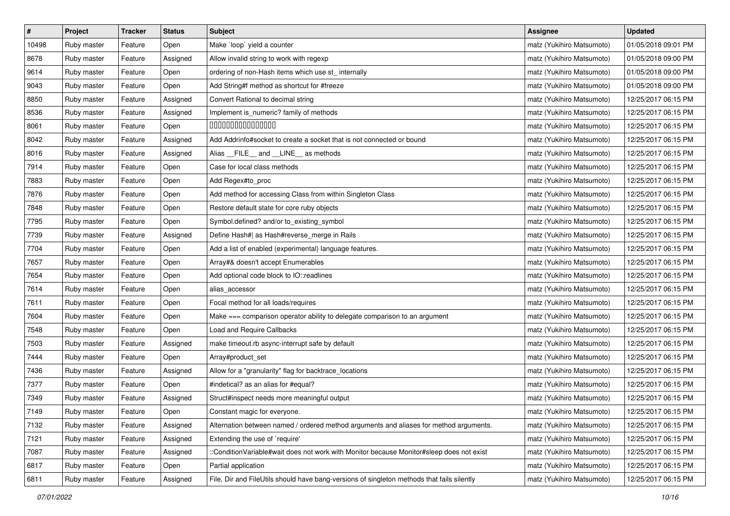| # | Project | Tracker | Status | Subject | Assignee | Updated |
|---|---|---|---|---|---|---|
| 10498 | Ruby master | Feature | Open | Make `loop` yield a counter | matz (Yukihiro Matsumoto) | 01/05/2018 09:01 PM |
| 8678 | Ruby master | Feature | Assigned | Allow invalid string to work with regexp | matz (Yukihiro Matsumoto) | 01/05/2018 09:00 PM |
| 9614 | Ruby master | Feature | Open | ordering of non-Hash items which use st_ internally | matz (Yukihiro Matsumoto) | 01/05/2018 09:00 PM |
| 9043 | Ruby master | Feature | Open | Add String#f method as shortcut for #freeze | matz (Yukihiro Matsumoto) | 01/05/2018 09:00 PM |
| 8850 | Ruby master | Feature | Assigned | Convert Rational to decimal string | matz (Yukihiro Matsumoto) | 12/25/2017 06:15 PM |
| 8536 | Ruby master | Feature | Assigned | Implement is_numeric? family of methods | matz (Yukihiro Matsumoto) | 12/25/2017 06:15 PM |
| 8061 | Ruby master | Feature | Open | 0000000000000000 | matz (Yukihiro Matsumoto) | 12/25/2017 06:15 PM |
| 8042 | Ruby master | Feature | Assigned | Add Addrinfo#socket to create a socket that is not connected or bound | matz (Yukihiro Matsumoto) | 12/25/2017 06:15 PM |
| 8016 | Ruby master | Feature | Assigned | Alias __FILE__ and __LINE__ as methods | matz (Yukihiro Matsumoto) | 12/25/2017 06:15 PM |
| 7914 | Ruby master | Feature | Open | Case for local class methods | matz (Yukihiro Matsumoto) | 12/25/2017 06:15 PM |
| 7883 | Ruby master | Feature | Open | Add Regex#to_proc | matz (Yukihiro Matsumoto) | 12/25/2017 06:15 PM |
| 7876 | Ruby master | Feature | Open | Add method for accessing Class from within Singleton Class | matz (Yukihiro Matsumoto) | 12/25/2017 06:15 PM |
| 7848 | Ruby master | Feature | Open | Restore default state for core ruby objects | matz (Yukihiro Matsumoto) | 12/25/2017 06:15 PM |
| 7795 | Ruby master | Feature | Open | Symbol.defined? and/or to_existing_symbol | matz (Yukihiro Matsumoto) | 12/25/2017 06:15 PM |
| 7739 | Ruby master | Feature | Assigned | Define Hash#\| as Hash#reverse_merge in Rails | matz (Yukihiro Matsumoto) | 12/25/2017 06:15 PM |
| 7704 | Ruby master | Feature | Open | Add a list of enabled (experimental) language features. | matz (Yukihiro Matsumoto) | 12/25/2017 06:15 PM |
| 7657 | Ruby master | Feature | Open | Array#& doesn't accept Enumerables | matz (Yukihiro Matsumoto) | 12/25/2017 06:15 PM |
| 7654 | Ruby master | Feature | Open | Add optional code block to IO::readlines | matz (Yukihiro Matsumoto) | 12/25/2017 06:15 PM |
| 7614 | Ruby master | Feature | Open | alias_accessor | matz (Yukihiro Matsumoto) | 12/25/2017 06:15 PM |
| 7611 | Ruby master | Feature | Open | Focal method for all loads/requires | matz (Yukihiro Matsumoto) | 12/25/2017 06:15 PM |
| 7604 | Ruby master | Feature | Open | Make === comparison operator ability to delegate comparison to an argument | matz (Yukihiro Matsumoto) | 12/25/2017 06:15 PM |
| 7548 | Ruby master | Feature | Open | Load and Require Callbacks | matz (Yukihiro Matsumoto) | 12/25/2017 06:15 PM |
| 7503 | Ruby master | Feature | Assigned | make timeout.rb async-interrupt safe by default | matz (Yukihiro Matsumoto) | 12/25/2017 06:15 PM |
| 7444 | Ruby master | Feature | Open | Array#product_set | matz (Yukihiro Matsumoto) | 12/25/2017 06:15 PM |
| 7436 | Ruby master | Feature | Assigned | Allow for a "granularity" flag for backtrace_locations | matz (Yukihiro Matsumoto) | 12/25/2017 06:15 PM |
| 7377 | Ruby master | Feature | Open | #indetical? as an alias for #equal? | matz (Yukihiro Matsumoto) | 12/25/2017 06:15 PM |
| 7349 | Ruby master | Feature | Assigned | Struct#inspect needs more meaningful output | matz (Yukihiro Matsumoto) | 12/25/2017 06:15 PM |
| 7149 | Ruby master | Feature | Open | Constant magic for everyone. | matz (Yukihiro Matsumoto) | 12/25/2017 06:15 PM |
| 7132 | Ruby master | Feature | Assigned | Alternation between named / ordered method arguments and aliases for method arguments. | matz (Yukihiro Matsumoto) | 12/25/2017 06:15 PM |
| 7121 | Ruby master | Feature | Assigned | Extending the use of `require' | matz (Yukihiro Matsumoto) | 12/25/2017 06:15 PM |
| 7087 | Ruby master | Feature | Assigned | ::ConditionVariable#wait does not work with Monitor because Monitor#sleep does not exist | matz (Yukihiro Matsumoto) | 12/25/2017 06:15 PM |
| 6817 | Ruby master | Feature | Open | Partial application | matz (Yukihiro Matsumoto) | 12/25/2017 06:15 PM |
| 6811 | Ruby master | Feature | Assigned | File, Dir and FileUtils should have bang-versions of singleton methods that fails silently | matz (Yukihiro Matsumoto) | 12/25/2017 06:15 PM |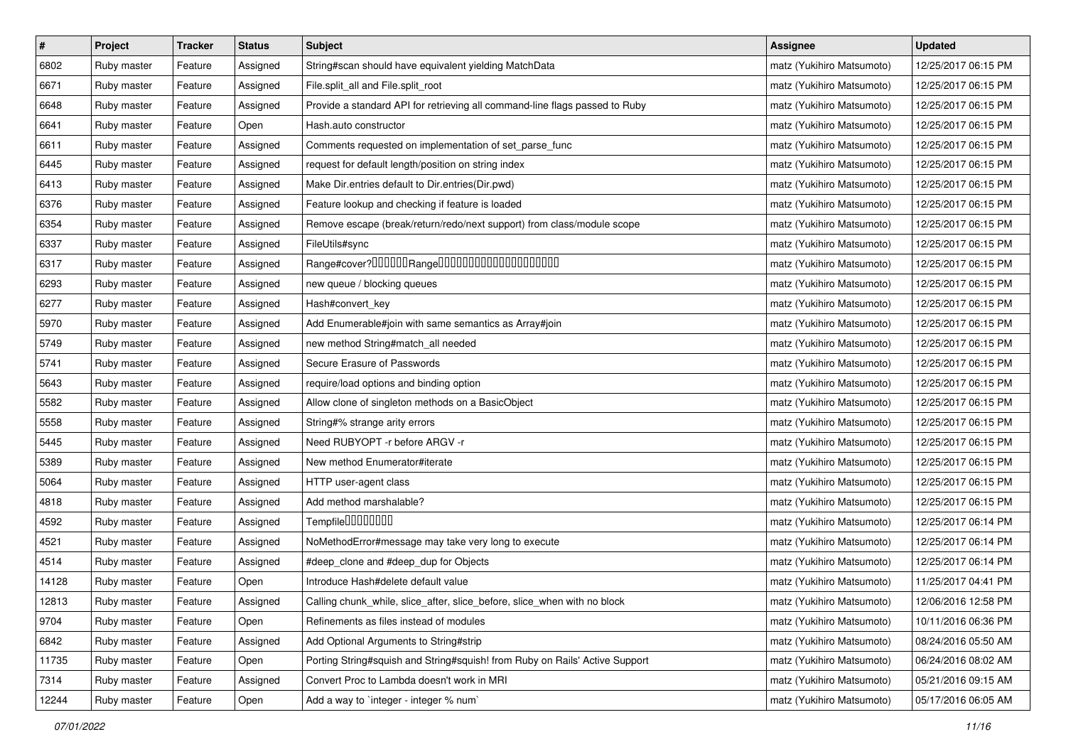| # | Project | Tracker | Status | Subject | Assignee | Updated |
|---|---|---|---|---|---|---|
| 6802 | Ruby master | Feature | Assigned | String#scan should have equivalent yielding MatchData | matz (Yukihiro Matsumoto) | 12/25/2017 06:15 PM |
| 6671 | Ruby master | Feature | Assigned | File.split_all and File.split_root | matz (Yukihiro Matsumoto) | 12/25/2017 06:15 PM |
| 6648 | Ruby master | Feature | Assigned | Provide a standard API for retrieving all command-line flags passed to Ruby | matz (Yukihiro Matsumoto) | 12/25/2017 06:15 PM |
| 6641 | Ruby master | Feature | Open | Hash.auto constructor | matz (Yukihiro Matsumoto) | 12/25/2017 06:15 PM |
| 6611 | Ruby master | Feature | Assigned | Comments requested on implementation of set_parse_func | matz (Yukihiro Matsumoto) | 12/25/2017 06:15 PM |
| 6445 | Ruby master | Feature | Assigned | request for default length/position on string index | matz (Yukihiro Matsumoto) | 12/25/2017 06:15 PM |
| 6413 | Ruby master | Feature | Assigned | Make Dir.entries default to Dir.entries(Dir.pwd) | matz (Yukihiro Matsumoto) | 12/25/2017 06:15 PM |
| 6376 | Ruby master | Feature | Assigned | Feature lookup and checking if feature is loaded | matz (Yukihiro Matsumoto) | 12/25/2017 06:15 PM |
| 6354 | Ruby master | Feature | Assigned | Remove escape (break/return/redo/next support) from class/module scope | matz (Yukihiro Matsumoto) | 12/25/2017 06:15 PM |
| 6337 | Ruby master | Feature | Assigned | FileUtils#sync | matz (Yukihiro Matsumoto) | 12/25/2017 06:15 PM |
| 6317 | Ruby master | Feature | Assigned | Range#cover?□□□□□□Range□□□□□□□□□□□□□□□□□□□□ | matz (Yukihiro Matsumoto) | 12/25/2017 06:15 PM |
| 6293 | Ruby master | Feature | Assigned | new queue / blocking queues | matz (Yukihiro Matsumoto) | 12/25/2017 06:15 PM |
| 6277 | Ruby master | Feature | Assigned | Hash#convert_key | matz (Yukihiro Matsumoto) | 12/25/2017 06:15 PM |
| 5970 | Ruby master | Feature | Assigned | Add Enumerable#join with same semantics as Array#join | matz (Yukihiro Matsumoto) | 12/25/2017 06:15 PM |
| 5749 | Ruby master | Feature | Assigned | new method String#match_all needed | matz (Yukihiro Matsumoto) | 12/25/2017 06:15 PM |
| 5741 | Ruby master | Feature | Assigned | Secure Erasure of Passwords | matz (Yukihiro Matsumoto) | 12/25/2017 06:15 PM |
| 5643 | Ruby master | Feature | Assigned | require/load options and binding option | matz (Yukihiro Matsumoto) | 12/25/2017 06:15 PM |
| 5582 | Ruby master | Feature | Assigned | Allow clone of singleton methods on a BasicObject | matz (Yukihiro Matsumoto) | 12/25/2017 06:15 PM |
| 5558 | Ruby master | Feature | Assigned | String#% strange arity errors | matz (Yukihiro Matsumoto) | 12/25/2017 06:15 PM |
| 5445 | Ruby master | Feature | Assigned | Need RUBYOPT -r before ARGV -r | matz (Yukihiro Matsumoto) | 12/25/2017 06:15 PM |
| 5389 | Ruby master | Feature | Assigned | New method Enumerator#iterate | matz (Yukihiro Matsumoto) | 12/25/2017 06:15 PM |
| 5064 | Ruby master | Feature | Assigned | HTTP user-agent class | matz (Yukihiro Matsumoto) | 12/25/2017 06:15 PM |
| 4818 | Ruby master | Feature | Assigned | Add method marshalable? | matz (Yukihiro Matsumoto) | 12/25/2017 06:15 PM |
| 4592 | Ruby master | Feature | Assigned | Tempfile□□□□□□□□ | matz (Yukihiro Matsumoto) | 12/25/2017 06:14 PM |
| 4521 | Ruby master | Feature | Assigned | NoMethodError#message may take very long to execute | matz (Yukihiro Matsumoto) | 12/25/2017 06:14 PM |
| 4514 | Ruby master | Feature | Assigned | #deep_clone and #deep_dup for Objects | matz (Yukihiro Matsumoto) | 12/25/2017 06:14 PM |
| 14128 | Ruby master | Feature | Open | Introduce Hash#delete default value | matz (Yukihiro Matsumoto) | 11/25/2017 04:41 PM |
| 12813 | Ruby master | Feature | Assigned | Calling chunk_while, slice_after, slice_before, slice_when with no block | matz (Yukihiro Matsumoto) | 12/06/2016 12:58 PM |
| 9704 | Ruby master | Feature | Open | Refinements as files instead of modules | matz (Yukihiro Matsumoto) | 10/11/2016 06:36 PM |
| 6842 | Ruby master | Feature | Assigned | Add Optional Arguments to String#strip | matz (Yukihiro Matsumoto) | 08/24/2016 05:50 AM |
| 11735 | Ruby master | Feature | Open | Porting String#squish and String#squish! from Ruby on Rails' Active Support | matz (Yukihiro Matsumoto) | 06/24/2016 08:02 AM |
| 7314 | Ruby master | Feature | Assigned | Convert Proc to Lambda doesn't work in MRI | matz (Yukihiro Matsumoto) | 05/21/2016 09:15 AM |
| 12244 | Ruby master | Feature | Open | Add a way to `integer - integer % num` | matz (Yukihiro Matsumoto) | 05/17/2016 06:05 AM |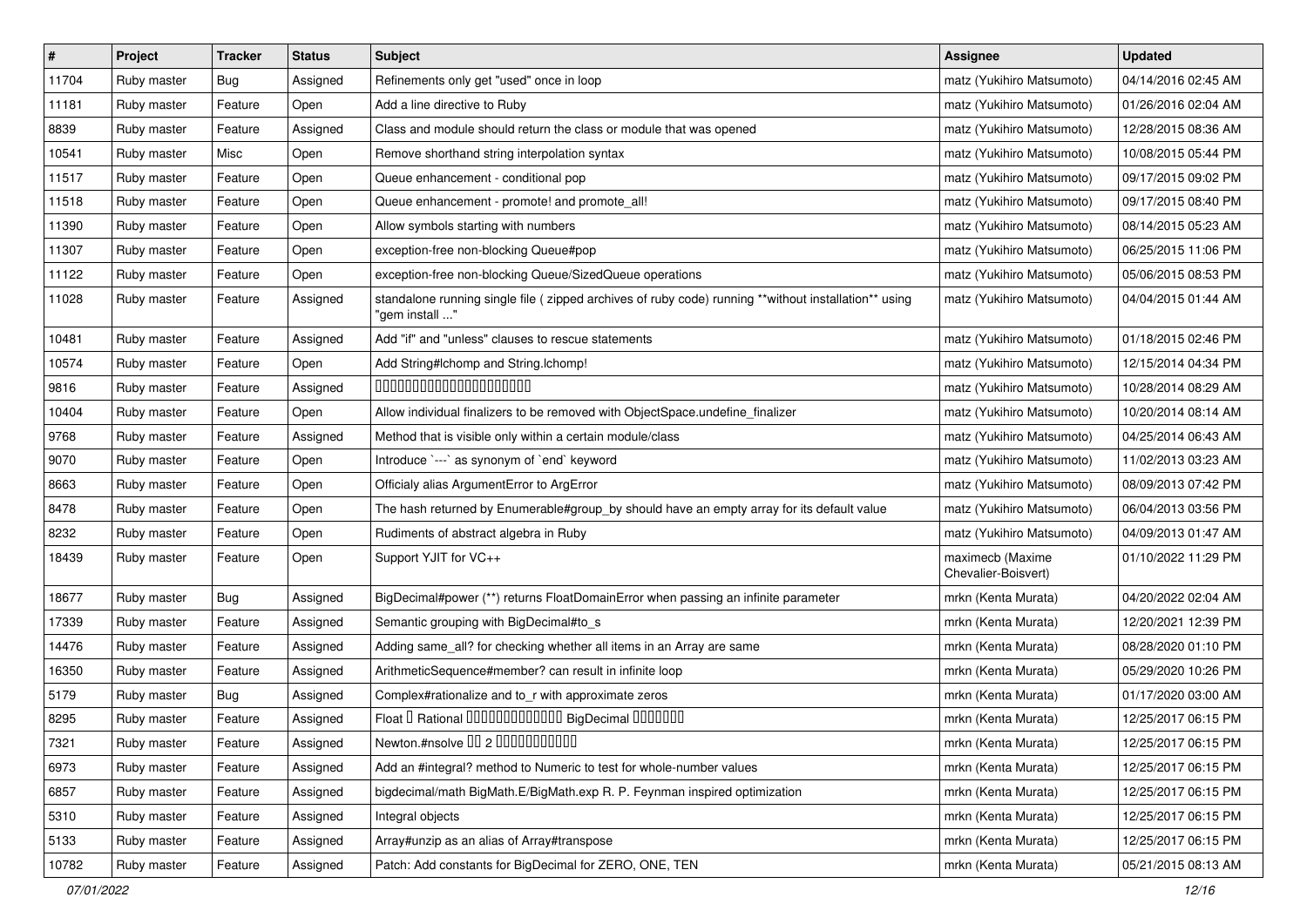| # | Project | Tracker | Status | Subject | Assignee | Updated |
|---|---|---|---|---|---|---|
| 11704 | Ruby master | Bug | Assigned | Refinements only get "used" once in loop | matz (Yukihiro Matsumoto) | 04/14/2016 02:45 AM |
| 11181 | Ruby master | Feature | Open | Add a line directive to Ruby | matz (Yukihiro Matsumoto) | 01/26/2016 02:04 AM |
| 8839 | Ruby master | Feature | Assigned | Class and module should return the class or module that was opened | matz (Yukihiro Matsumoto) | 12/28/2015 08:36 AM |
| 10541 | Ruby master | Misc | Open | Remove shorthand string interpolation syntax | matz (Yukihiro Matsumoto) | 10/08/2015 05:44 PM |
| 11517 | Ruby master | Feature | Open | Queue enhancement - conditional pop | matz (Yukihiro Matsumoto) | 09/17/2015 09:02 PM |
| 11518 | Ruby master | Feature | Open | Queue enhancement - promote! and promote_all! | matz (Yukihiro Matsumoto) | 09/17/2015 08:40 PM |
| 11390 | Ruby master | Feature | Open | Allow symbols starting with numbers | matz (Yukihiro Matsumoto) | 08/14/2015 05:23 AM |
| 11307 | Ruby master | Feature | Open | exception-free non-blocking Queue#pop | matz (Yukihiro Matsumoto) | 06/25/2015 11:06 PM |
| 11122 | Ruby master | Feature | Open | exception-free non-blocking Queue/SizedQueue operations | matz (Yukihiro Matsumoto) | 05/06/2015 08:53 PM |
| 11028 | Ruby master | Feature | Assigned | standalone running single file ( zipped archives of ruby code) running **without installation** using "gem install ..." | matz (Yukihiro Matsumoto) | 04/04/2015 01:44 AM |
| 10481 | Ruby master | Feature | Assigned | Add "if" and "unless" clauses to rescue statements | matz (Yukihiro Matsumoto) | 01/18/2015 02:46 PM |
| 10574 | Ruby master | Feature | Open | Add String#lchomp and String.lchomp! | matz (Yukihiro Matsumoto) | 12/15/2014 04:34 PM |
| 9816 | Ruby master | Feature | Assigned | □□□□□□□□□□□□□□□□□□□□□□ | matz (Yukihiro Matsumoto) | 10/28/2014 08:29 AM |
| 10404 | Ruby master | Feature | Open | Allow individual finalizers to be removed with ObjectSpace.undefine_finalizer | matz (Yukihiro Matsumoto) | 10/20/2014 08:14 AM |
| 9768 | Ruby master | Feature | Assigned | Method that is visible only within a certain module/class | matz (Yukihiro Matsumoto) | 04/25/2014 06:43 AM |
| 9070 | Ruby master | Feature | Open | Introduce `---` as synonym of `end` keyword | matz (Yukihiro Matsumoto) | 11/02/2013 03:23 AM |
| 8663 | Ruby master | Feature | Open | Officialy alias ArgumentError to ArgError | matz (Yukihiro Matsumoto) | 08/09/2013 07:42 PM |
| 8478 | Ruby master | Feature | Open | The hash returned by Enumerable#group_by should have an empty array for its default value | matz (Yukihiro Matsumoto) | 06/04/2013 03:56 PM |
| 8232 | Ruby master | Feature | Open | Rudiments of abstract algebra in Ruby | matz (Yukihiro Matsumoto) | 04/09/2013 01:47 AM |
| 18439 | Ruby master | Feature | Open | Support YJIT for VC++ | maximecb (Maxime Chevalier-Boisvert) | 01/10/2022 11:29 PM |
| 18677 | Ruby master | Bug | Assigned | BigDecimal#power (**) returns FloatDomainError when passing an infinite parameter | mrkn (Kenta Murata) | 04/20/2022 02:04 AM |
| 17339 | Ruby master | Feature | Assigned | Semantic grouping with BigDecimal#to_s | mrkn (Kenta Murata) | 12/20/2021 12:39 PM |
| 14476 | Ruby master | Feature | Assigned | Adding same_all? for checking whether all items in an Array are same | mrkn (Kenta Murata) | 08/28/2020 01:10 PM |
| 16350 | Ruby master | Feature | Assigned | ArithmeticSequence#member? can result in infinite loop | mrkn (Kenta Murata) | 05/29/2020 10:26 PM |
| 5179 | Ruby master | Bug | Assigned | Complex#rationalize and to_r with approximate zeros | mrkn (Kenta Murata) | 01/17/2020 03:00 AM |
| 8295 | Ruby master | Feature | Assigned | Float □ Rational □□□□□□□□□□□□□ BigDecimal □□□□□□□ | mrkn (Kenta Murata) | 12/25/2017 06:15 PM |
| 7321 | Ruby master | Feature | Assigned | Newton.#nsolve □□ 2 □□□□□□□□□□□ | mrkn (Kenta Murata) | 12/25/2017 06:15 PM |
| 6973 | Ruby master | Feature | Assigned | Add an #integral? method to Numeric to test for whole-number values | mrkn (Kenta Murata) | 12/25/2017 06:15 PM |
| 6857 | Ruby master | Feature | Assigned | bigdecimal/math BigMath.E/BigMath.exp R. P. Feynman inspired optimization | mrkn (Kenta Murata) | 12/25/2017 06:15 PM |
| 5310 | Ruby master | Feature | Assigned | Integral objects | mrkn (Kenta Murata) | 12/25/2017 06:15 PM |
| 5133 | Ruby master | Feature | Assigned | Array#unzip as an alias of Array#transpose | mrkn (Kenta Murata) | 12/25/2017 06:15 PM |
| 10782 | Ruby master | Feature | Assigned | Patch: Add constants for BigDecimal for ZERO, ONE, TEN | mrkn (Kenta Murata) | 05/21/2015 08:13 AM |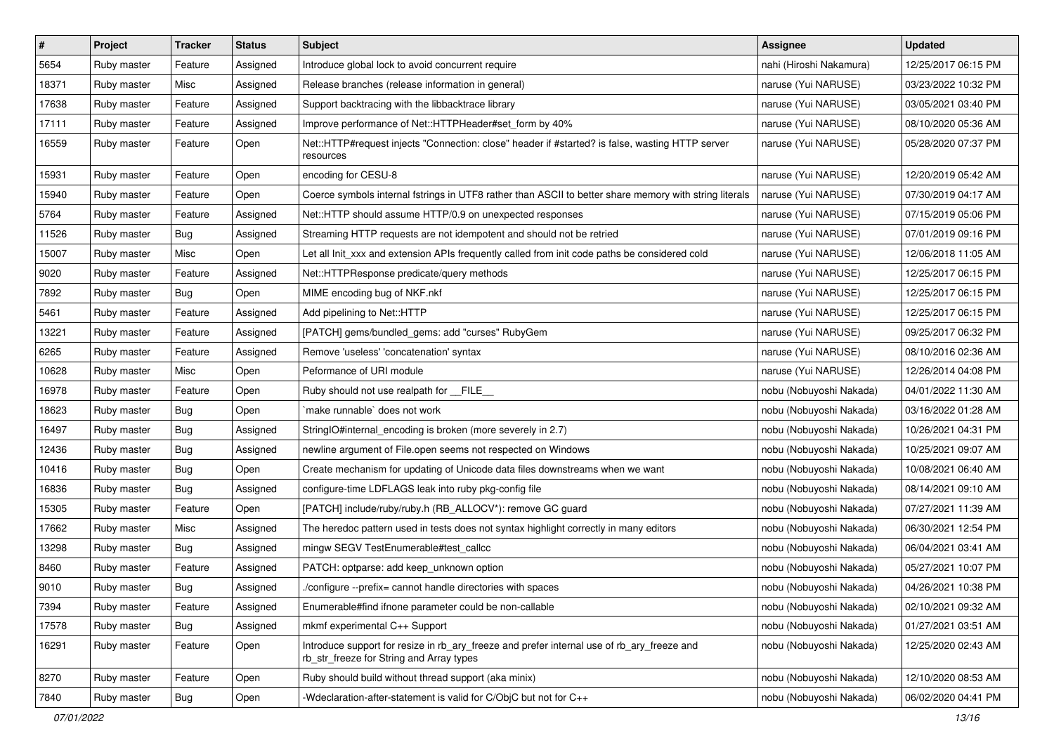| # | Project | Tracker | Status | Subject | Assignee | Updated |
|---|---|---|---|---|---|---|
| 5654 | Ruby master | Feature | Assigned | Introduce global lock to avoid concurrent require | nahi (Hiroshi Nakamura) | 12/25/2017 06:15 PM |
| 18371 | Ruby master | Misc | Assigned | Release branches (release information in general) | naruse (Yui NARUSE) | 03/23/2022 10:32 PM |
| 17638 | Ruby master | Feature | Assigned | Support backtracing with the libbacktrace library | naruse (Yui NARUSE) | 03/05/2021 03:40 PM |
| 17111 | Ruby master | Feature | Assigned | Improve performance of Net::HTTPHeader#set_form by 40% | naruse (Yui NARUSE) | 08/10/2020 05:36 AM |
| 16559 | Ruby master | Feature | Open | Net::HTTP#request injects "Connection: close" header if #started? is false, wasting HTTP server resources | naruse (Yui NARUSE) | 05/28/2020 07:37 PM |
| 15931 | Ruby master | Feature | Open | encoding for CESU-8 | naruse (Yui NARUSE) | 12/20/2019 05:42 AM |
| 15940 | Ruby master | Feature | Open | Coerce symbols internal fstrings in UTF8 rather than ASCII to better share memory with string literals | naruse (Yui NARUSE) | 07/30/2019 04:17 AM |
| 5764 | Ruby master | Feature | Assigned | Net::HTTP should assume HTTP/0.9 on unexpected responses | naruse (Yui NARUSE) | 07/15/2019 05:06 PM |
| 11526 | Ruby master | Bug | Assigned | Streaming HTTP requests are not idempotent and should not be retried | naruse (Yui NARUSE) | 07/01/2019 09:16 PM |
| 15007 | Ruby master | Misc | Open | Let all Init_xxx and extension APIs frequently called from init code paths be considered cold | naruse (Yui NARUSE) | 12/06/2018 11:05 AM |
| 9020 | Ruby master | Feature | Assigned | Net::HTTPResponse predicate/query methods | naruse (Yui NARUSE) | 12/25/2017 06:15 PM |
| 7892 | Ruby master | Bug | Open | MIME encoding bug of NKF.nkf | naruse (Yui NARUSE) | 12/25/2017 06:15 PM |
| 5461 | Ruby master | Feature | Assigned | Add pipelining to Net::HTTP | naruse (Yui NARUSE) | 12/25/2017 06:15 PM |
| 13221 | Ruby master | Feature | Assigned | [PATCH] gems/bundled_gems: add "curses" RubyGem | naruse (Yui NARUSE) | 09/25/2017 06:32 PM |
| 6265 | Ruby master | Feature | Assigned | Remove 'useless' 'concatenation' syntax | naruse (Yui NARUSE) | 08/10/2016 02:36 AM |
| 10628 | Ruby master | Misc | Open | Peformance of URI module | naruse (Yui NARUSE) | 12/26/2014 04:08 PM |
| 16978 | Ruby master | Feature | Open | Ruby should not use realpath for __FILE__ | nobu (Nobuyoshi Nakada) | 04/01/2022 11:30 AM |
| 18623 | Ruby master | Bug | Open | `make runnable` does not work | nobu (Nobuyoshi Nakada) | 03/16/2022 01:28 AM |
| 16497 | Ruby master | Bug | Assigned | StringIO#internal_encoding is broken (more severely in 2.7) | nobu (Nobuyoshi Nakada) | 10/26/2021 04:31 PM |
| 12436 | Ruby master | Bug | Assigned | newline argument of File.open seems not respected on Windows | nobu (Nobuyoshi Nakada) | 10/25/2021 09:07 AM |
| 10416 | Ruby master | Bug | Open | Create mechanism for updating of Unicode data files downstreams when we want | nobu (Nobuyoshi Nakada) | 10/08/2021 06:40 AM |
| 16836 | Ruby master | Bug | Assigned | configure-time LDFLAGS leak into ruby pkg-config file | nobu (Nobuyoshi Nakada) | 08/14/2021 09:10 AM |
| 15305 | Ruby master | Feature | Open | [PATCH] include/ruby/ruby.h (RB_ALLOCV*): remove GC guard | nobu (Nobuyoshi Nakada) | 07/27/2021 11:39 AM |
| 17662 | Ruby master | Misc | Assigned | The heredoc pattern used in tests does not syntax highlight correctly in many editors | nobu (Nobuyoshi Nakada) | 06/30/2021 12:54 PM |
| 13298 | Ruby master | Bug | Assigned | mingw SEGV TestEnumerable#test_callcc | nobu (Nobuyoshi Nakada) | 06/04/2021 03:41 AM |
| 8460 | Ruby master | Feature | Assigned | PATCH: optparse: add keep_unknown option | nobu (Nobuyoshi Nakada) | 05/27/2021 10:07 PM |
| 9010 | Ruby master | Bug | Assigned | ./configure --prefix= cannot handle directories with spaces | nobu (Nobuyoshi Nakada) | 04/26/2021 10:38 PM |
| 7394 | Ruby master | Feature | Assigned | Enumerable#find ifnone parameter could be non-callable | nobu (Nobuyoshi Nakada) | 02/10/2021 09:32 AM |
| 17578 | Ruby master | Bug | Assigned | mkmf experimental C++ Support | nobu (Nobuyoshi Nakada) | 01/27/2021 03:51 AM |
| 16291 | Ruby master | Feature | Open | Introduce support for resize in rb_ary_freeze and prefer internal use of rb_ary_freeze and rb_str_freeze for String and Array types | nobu (Nobuyoshi Nakada) | 12/25/2020 02:43 AM |
| 8270 | Ruby master | Feature | Open | Ruby should build without thread support (aka minix) | nobu (Nobuyoshi Nakada) | 12/10/2020 08:53 AM |
| 7840 | Ruby master | Bug | Open | -Wdeclaration-after-statement is valid for C/ObjC but not for C++ | nobu (Nobuyoshi Nakada) | 06/02/2020 04:41 PM |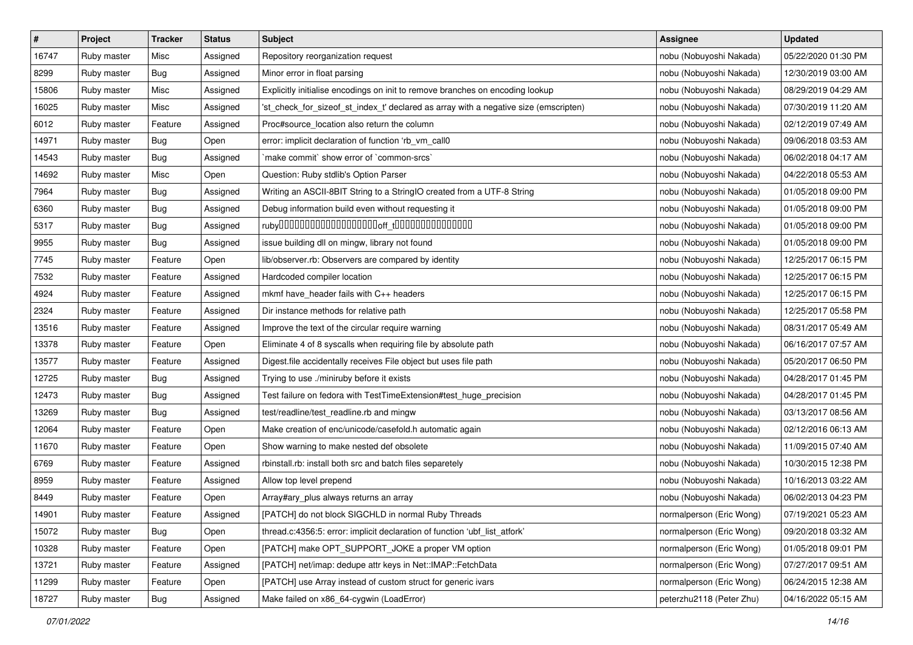| # | Project | Tracker | Status | Subject | Assignee | Updated |
|---|---|---|---|---|---|---|
| 16747 | Ruby master | Misc | Assigned | Repository reorganization request | nobu (Nobuyoshi Nakada) | 05/22/2020 01:30 PM |
| 8299 | Ruby master | Bug | Assigned | Minor error in float parsing | nobu (Nobuyoshi Nakada) | 12/30/2019 03:00 AM |
| 15806 | Ruby master | Misc | Assigned | Explicitly initialise encodings on init to remove branches on encoding lookup | nobu (Nobuyoshi Nakada) | 08/29/2019 04:29 AM |
| 16025 | Ruby master | Misc | Assigned | 'st_check_for_sizeof_st_index_t' declared as array with a negative size (emscripten) | nobu (Nobuyoshi Nakada) | 07/30/2019 11:20 AM |
| 6012 | Ruby master | Feature | Assigned | Proc#source_location also return the column | nobu (Nobuyoshi Nakada) | 02/12/2019 07:49 AM |
| 14971 | Ruby master | Bug | Open | error: implicit declaration of function 'rb_vm_call0 | nobu (Nobuyoshi Nakada) | 09/06/2018 03:53 AM |
| 14543 | Ruby master | Bug | Assigned | `make commit` show error of `common-srcs` | nobu (Nobuyoshi Nakada) | 06/02/2018 04:17 AM |
| 14692 | Ruby master | Misc | Open | Question: Ruby stdlib's Option Parser | nobu (Nobuyoshi Nakada) | 04/22/2018 05:53 AM |
| 7964 | Ruby master | Bug | Assigned | Writing an ASCII-8BIT String to a StringIO created from a UTF-8 String | nobu (Nobuyoshi Nakada) | 01/05/2018 09:00 PM |
| 6360 | Ruby master | Bug | Assigned | Debug information build even without requesting it | nobu (Nobuyoshi Nakada) | 01/05/2018 09:00 PM |
| 5317 | Ruby master | Bug | Assigned | ruby□□□□□□□□□□□□□□□□□□□□off_t□□□□□□□□□□□□□□□□ | nobu (Nobuyoshi Nakada) | 01/05/2018 09:00 PM |
| 9955 | Ruby master | Bug | Assigned | issue building dll on mingw, library not found | nobu (Nobuyoshi Nakada) | 01/05/2018 09:00 PM |
| 7745 | Ruby master | Feature | Open | lib/observer.rb: Observers are compared by identity | nobu (Nobuyoshi Nakada) | 12/25/2017 06:15 PM |
| 7532 | Ruby master | Feature | Assigned | Hardcoded compiler location | nobu (Nobuyoshi Nakada) | 12/25/2017 06:15 PM |
| 4924 | Ruby master | Feature | Assigned | mkmf have_header fails with C++ headers | nobu (Nobuyoshi Nakada) | 12/25/2017 06:15 PM |
| 2324 | Ruby master | Feature | Assigned | Dir instance methods for relative path | nobu (Nobuyoshi Nakada) | 12/25/2017 05:58 PM |
| 13516 | Ruby master | Feature | Assigned | Improve the text of the circular require warning | nobu (Nobuyoshi Nakada) | 08/31/2017 05:49 AM |
| 13378 | Ruby master | Feature | Open | Eliminate 4 of 8 syscalls when requiring file by absolute path | nobu (Nobuyoshi Nakada) | 06/16/2017 07:57 AM |
| 13577 | Ruby master | Feature | Assigned | Digest.file accidentally receives File object but uses file path | nobu (Nobuyoshi Nakada) | 05/20/2017 06:50 PM |
| 12725 | Ruby master | Bug | Assigned | Trying to use ./miniruby before it exists | nobu (Nobuyoshi Nakada) | 04/28/2017 01:45 PM |
| 12473 | Ruby master | Bug | Assigned | Test failure on fedora with TestTimeExtension#test_huge_precision | nobu (Nobuyoshi Nakada) | 04/28/2017 01:45 PM |
| 13269 | Ruby master | Bug | Assigned | test/readline/test_readline.rb and mingw | nobu (Nobuyoshi Nakada) | 03/13/2017 08:56 AM |
| 12064 | Ruby master | Feature | Open | Make creation of enc/unicode/casefold.h automatic again | nobu (Nobuyoshi Nakada) | 02/12/2016 06:13 AM |
| 11670 | Ruby master | Feature | Open | Show warning to make nested def obsolete | nobu (Nobuyoshi Nakada) | 11/09/2015 07:40 AM |
| 6769 | Ruby master | Feature | Assigned | rbinstall.rb: install both src and batch files separetely | nobu (Nobuyoshi Nakada) | 10/30/2015 12:38 PM |
| 8959 | Ruby master | Feature | Assigned | Allow top level prepend | nobu (Nobuyoshi Nakada) | 10/16/2013 03:22 AM |
| 8449 | Ruby master | Feature | Open | Array#ary_plus always returns an array | nobu (Nobuyoshi Nakada) | 06/02/2013 04:23 PM |
| 14901 | Ruby master | Feature | Assigned | [PATCH] do not block SIGCHLD in normal Ruby Threads | normalperson (Eric Wong) | 07/19/2021 05:23 AM |
| 15072 | Ruby master | Bug | Open | thread.c:4356:5: error: implicit declaration of function 'ubf_list_atfork' | normalperson (Eric Wong) | 09/20/2018 03:32 AM |
| 10328 | Ruby master | Feature | Open | [PATCH] make OPT_SUPPORT_JOKE a proper VM option | normalperson (Eric Wong) | 01/05/2018 09:01 PM |
| 13721 | Ruby master | Feature | Assigned | [PATCH] net/imap: dedupe attr keys in Net::IMAP::FetchData | normalperson (Eric Wong) | 07/27/2017 09:51 AM |
| 11299 | Ruby master | Feature | Open | [PATCH] use Array instead of custom struct for generic ivars | normalperson (Eric Wong) | 06/24/2015 12:38 AM |
| 18727 | Ruby master | Bug | Assigned | Make failed on x86_64-cygwin (LoadError) | peterzhu2118 (Peter Zhu) | 04/16/2022 05:15 AM |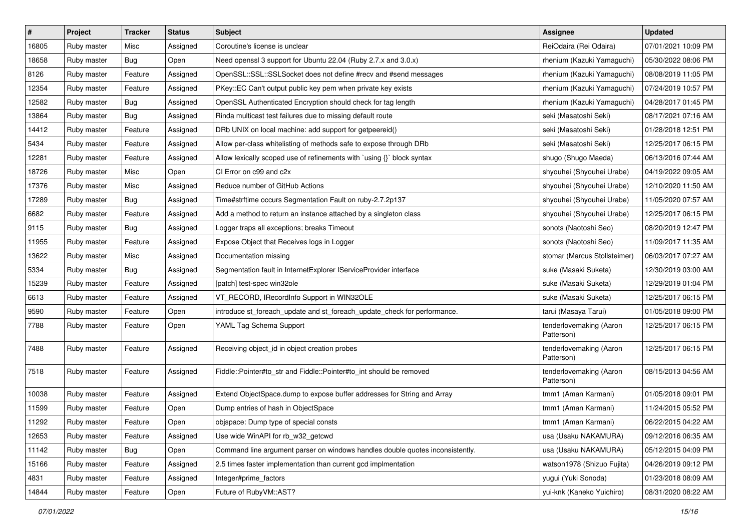| # | Project | Tracker | Status | Subject | Assignee | Updated |
|---|---|---|---|---|---|---|
| 16805 | Ruby master | Misc | Assigned | Coroutine's license is unclear | ReiOdaira (Rei Odaira) | 07/01/2021 10:09 PM |
| 18658 | Ruby master | Bug | Open | Need openssl 3 support for Ubuntu 22.04 (Ruby 2.7.x and 3.0.x) | rhenium (Kazuki Yamaguchi) | 05/30/2022 08:06 PM |
| 8126 | Ruby master | Feature | Assigned | OpenSSL::SSL::SSLSocket does not define #recv and #send messages | rhenium (Kazuki Yamaguchi) | 08/08/2019 11:05 PM |
| 12354 | Ruby master | Feature | Assigned | PKey::EC Can't output public key pem when private key exists | rhenium (Kazuki Yamaguchi) | 07/24/2019 10:57 PM |
| 12582 | Ruby master | Bug | Assigned | OpenSSL Authenticated Encryption should check for tag length | rhenium (Kazuki Yamaguchi) | 04/28/2017 01:45 PM |
| 13864 | Ruby master | Bug | Assigned | Rinda multicast test failures due to missing default route | seki (Masatoshi Seki) | 08/17/2021 07:16 AM |
| 14412 | Ruby master | Feature | Assigned | DRb UNIX on local machine: add support for getpeereid() | seki (Masatoshi Seki) | 01/28/2018 12:51 PM |
| 5434 | Ruby master | Feature | Assigned | Allow per-class whitelisting of methods safe to expose through DRb | seki (Masatoshi Seki) | 12/25/2017 06:15 PM |
| 12281 | Ruby master | Feature | Assigned | Allow lexically scoped use of refinements with `using {}` block syntax | shugo (Shugo Maeda) | 06/13/2016 07:44 AM |
| 18726 | Ruby master | Misc | Open | CI Error on c99 and c2x | shyouhei (Shyouhei Urabe) | 04/19/2022 09:05 AM |
| 17376 | Ruby master | Misc | Assigned | Reduce number of GitHub Actions | shyouhei (Shyouhei Urabe) | 12/10/2020 11:50 AM |
| 17289 | Ruby master | Bug | Assigned | Time#strftime occurs Segmentation Fault on ruby-2.7.2p137 | shyouhei (Shyouhei Urabe) | 11/05/2020 07:57 AM |
| 6682 | Ruby master | Feature | Assigned | Add a method to return an instance attached by a singleton class | shyouhei (Shyouhei Urabe) | 12/25/2017 06:15 PM |
| 9115 | Ruby master | Bug | Assigned | Logger traps all exceptions; breaks Timeout | sonots (Naotoshi Seo) | 08/20/2019 12:47 PM |
| 11955 | Ruby master | Feature | Assigned | Expose Object that Receives logs in Logger | sonots (Naotoshi Seo) | 11/09/2017 11:35 AM |
| 13622 | Ruby master | Misc | Assigned | Documentation missing | stomar (Marcus Stollsteimer) | 06/03/2017 07:27 AM |
| 5334 | Ruby master | Bug | Assigned | Segmentation fault in InternetExplorer IServiceProvider interface | suke (Masaki Suketa) | 12/30/2019 03:00 AM |
| 15239 | Ruby master | Feature | Assigned | [patch] test-spec win32ole | suke (Masaki Suketa) | 12/29/2019 01:04 PM |
| 6613 | Ruby master | Feature | Assigned | VT_RECORD, IRecordInfo Support in WIN32OLE | suke (Masaki Suketa) | 12/25/2017 06:15 PM |
| 9590 | Ruby master | Feature | Open | introduce st_foreach_update and st_foreach_update_check for performance. | tarui (Masaya Tarui) | 01/05/2018 09:00 PM |
| 7788 | Ruby master | Feature | Open | YAML Tag Schema Support | tenderlovemaking (Aaron Patterson) | 12/25/2017 06:15 PM |
| 7488 | Ruby master | Feature | Assigned | Receiving object_id in object creation probes | tenderlovemaking (Aaron Patterson) | 12/25/2017 06:15 PM |
| 7518 | Ruby master | Feature | Assigned | Fiddle::Pointer#to_str and Fiddle::Pointer#to_int should be removed | tenderlovemaking (Aaron Patterson) | 08/15/2013 04:56 AM |
| 10038 | Ruby master | Feature | Assigned | Extend ObjectSpace.dump to expose buffer addresses for String and Array | tmm1 (Aman Karmani) | 01/05/2018 09:01 PM |
| 11599 | Ruby master | Feature | Open | Dump entries of hash in ObjectSpace | tmm1 (Aman Karmani) | 11/24/2015 05:52 PM |
| 11292 | Ruby master | Feature | Open | objspace: Dump type of special consts | tmm1 (Aman Karmani) | 06/22/2015 04:22 AM |
| 12653 | Ruby master | Feature | Assigned | Use wide WinAPI for rb_w32_getcwd | usa (Usaku NAKAMURA) | 09/12/2016 06:35 AM |
| 11142 | Ruby master | Bug | Open | Command line argument parser on windows handles double quotes inconsistently. | usa (Usaku NAKAMURA) | 05/12/2015 04:09 PM |
| 15166 | Ruby master | Feature | Assigned | 2.5 times faster implementation than current gcd implmentation | watson1978 (Shizuo Fujita) | 04/26/2019 09:12 PM |
| 4831 | Ruby master | Feature | Assigned | Integer#prime_factors | yugui (Yuki Sonoda) | 01/23/2018 08:09 AM |
| 14844 | Ruby master | Feature | Open | Future of RubyVM::AST? | yui-knk (Kaneko Yuichiro) | 08/31/2020 08:22 AM |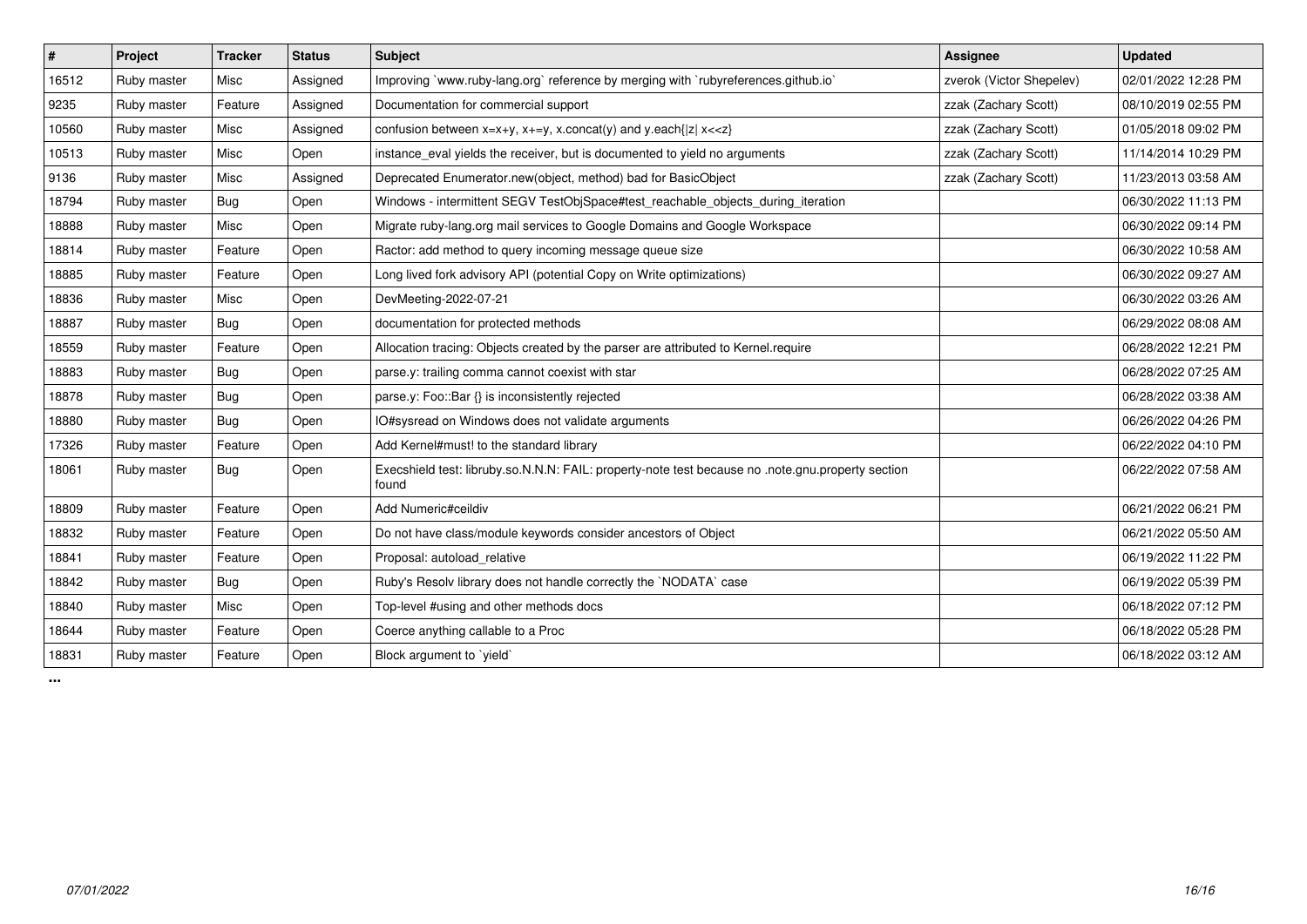| # | Project | Tracker | Status | Subject | Assignee | Updated |
|---|---|---|---|---|---|---|
| 16512 | Ruby master | Misc | Assigned | Improving `www.ruby-lang.org` reference by merging with `rubyreferences.github.io` | zverok (Victor Shepelev) | 02/01/2022 12:28 PM |
| 9235 | Ruby master | Feature | Assigned | Documentation for commercial support | zzak (Zachary Scott) | 08/10/2019 02:55 PM |
| 10560 | Ruby master | Misc | Assigned | confusion between x=x+y, x+=y, x.concat(y) and y.each{\|z\| x<<z} | zzak (Zachary Scott) | 01/05/2018 09:02 PM |
| 10513 | Ruby master | Misc | Open | instance_eval yields the receiver, but is documented to yield no arguments | zzak (Zachary Scott) | 11/14/2014 10:29 PM |
| 9136 | Ruby master | Misc | Assigned | Deprecated Enumerator.new(object, method) bad for BasicObject | zzak (Zachary Scott) | 11/23/2013 03:58 AM |
| 18794 | Ruby master | Bug | Open | Windows - intermittent SEGV TestObjSpace#test_reachable_objects_during_iteration | | 06/30/2022 11:13 PM |
| 18888 | Ruby master | Misc | Open | Migrate ruby-lang.org mail services to Google Domains and Google Workspace | | 06/30/2022 09:14 PM |
| 18814 | Ruby master | Feature | Open | Ractor: add method to query incoming message queue size | | 06/30/2022 10:58 AM |
| 18885 | Ruby master | Feature | Open | Long lived fork advisory API (potential Copy on Write optimizations) | | 06/30/2022 09:27 AM |
| 18836 | Ruby master | Misc | Open | DevMeeting-2022-07-21 | | 06/30/2022 03:26 AM |
| 18887 | Ruby master | Bug | Open | documentation for protected methods | | 06/29/2022 08:08 AM |
| 18559 | Ruby master | Feature | Open | Allocation tracing: Objects created by the parser are attributed to Kernel.require | | 06/28/2022 12:21 PM |
| 18883 | Ruby master | Bug | Open | parse.y: trailing comma cannot coexist with star | | 06/28/2022 07:25 AM |
| 18878 | Ruby master | Bug | Open | parse.y: Foo::Bar {} is inconsistently rejected | | 06/28/2022 03:38 AM |
| 18880 | Ruby master | Bug | Open | IO#sysread on Windows does not validate arguments | | 06/26/2022 04:26 PM |
| 17326 | Ruby master | Feature | Open | Add Kernel#must! to the standard library | | 06/22/2022 04:10 PM |
| 18061 | Ruby master | Bug | Open | Execshield test: libruby.so.N.N.N: FAIL: property-note test because no .note.gnu.property section found | | 06/22/2022 07:58 AM |
| 18809 | Ruby master | Feature | Open | Add Numeric#ceildiv | | 06/21/2022 06:21 PM |
| 18832 | Ruby master | Feature | Open | Do not have class/module keywords consider ancestors of Object | | 06/21/2022 05:50 AM |
| 18841 | Ruby master | Feature | Open | Proposal: autoload_relative | | 06/19/2022 11:22 PM |
| 18842 | Ruby master | Bug | Open | Ruby's Resolv library does not handle correctly the `NODATA` case | | 06/19/2022 05:39 PM |
| 18840 | Ruby master | Misc | Open | Top-level #using and other methods docs | | 06/18/2022 07:12 PM |
| 18644 | Ruby master | Feature | Open | Coerce anything callable to a Proc | | 06/18/2022 05:28 PM |
| 18831 | Ruby master | Feature | Open | Block argument to `yield` | | 06/18/2022 03:12 AM |

...